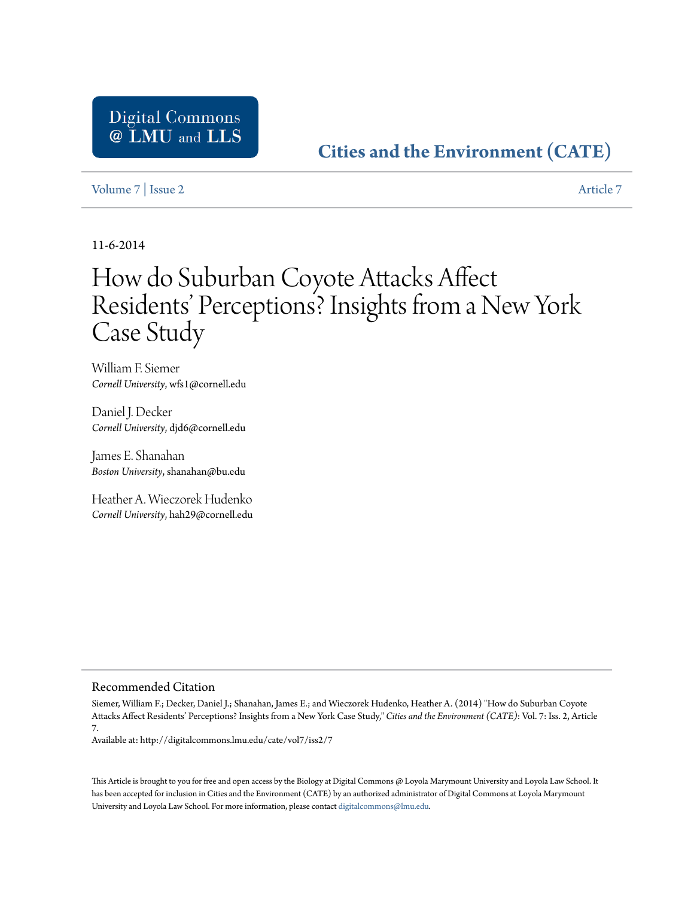Digital Commons @ LMU and LLS

[Cities and the Environment (CATE)]

Volume 7 | Issue 2 Article 7

11-6-2014

# How do Suburban Coyote Attacks Affect Residents' Perceptions? Insights from a New York Case Study

William F. Siemer
*Cornell University*, wfs1@cornell.edu

Daniel J. Decker
*Cornell University*, djd6@cornell.edu

James E. Shanahan
*Boston University*, shanahan@bu.edu

Heather A. Wieczorek Hudenko
*Cornell University*, hah29@cornell.edu

## Recommended Citation

Siemer, William F.; Decker, Daniel J.; Shanahan, James E.; and Wieczorek Hudenko, Heather A. (2014) "How do Suburban Coyote Attacks Affect Residents' Perceptions? Insights from a New York Case Study," *Cities and the Environment (CATE)*: Vol. 7: Iss. 2, Article 7.
Available at: http://digitalcommons.lmu.edu/cate/vol7/iss2/7

This Article is brought to you for free and open access by the Biology at Digital Commons @ Loyola Marymount University and Loyola Law School. It has been accepted for inclusion in Cities and the Environment (CATE) by an authorized administrator of Digital Commons at Loyola Marymount University and Loyola Law School. For more information, please contact digitalcommons@lmu.edu.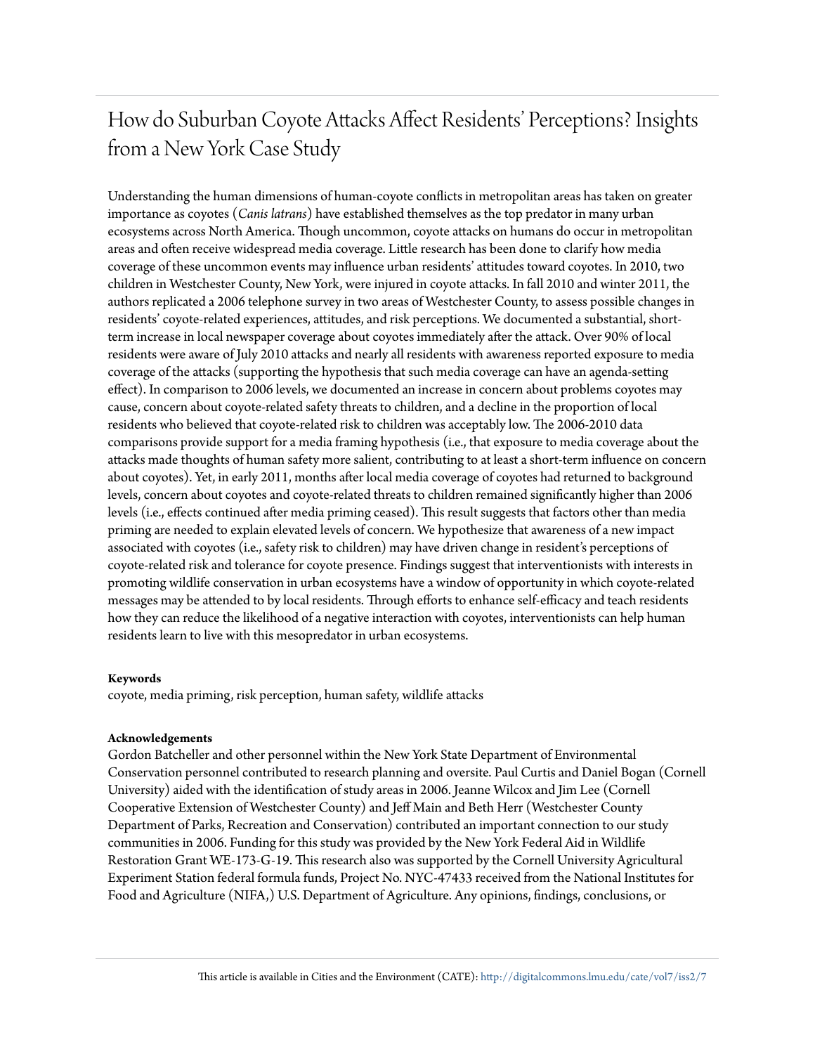# How do Suburban Coyote Attacks Affect Residents' Perceptions? Insights from a New York Case Study

Understanding the human dimensions of human-coyote conflicts in metropolitan areas has taken on greater importance as coyotes (*Canis latrans*) have established themselves as the top predator in many urban ecosystems across North America. Though uncommon, coyote attacks on humans do occur in metropolitan areas and often receive widespread media coverage. Little research has been done to clarify how media coverage of these uncommon events may influence urban residents' attitudes toward coyotes. In 2010, two children in Westchester County, New York, were injured in coyote attacks. In fall 2010 and winter 2011, the authors replicated a 2006 telephone survey in two areas of Westchester County, to assess possible changes in residents' coyote-related experiences, attitudes, and risk perceptions. We documented a substantial, short-term increase in local newspaper coverage about coyotes immediately after the attack. Over 90% of local residents were aware of July 2010 attacks and nearly all residents with awareness reported exposure to media coverage of the attacks (supporting the hypothesis that such media coverage can have an agenda-setting effect). In comparison to 2006 levels, we documented an increase in concern about problems coyotes may cause, concern about coyote-related safety threats to children, and a decline in the proportion of local residents who believed that coyote-related risk to children was acceptably low. The 2006-2010 data comparisons provide support for a media framing hypothesis (i.e., that exposure to media coverage about the attacks made thoughts of human safety more salient, contributing to at least a short-term influence on concern about coyotes). Yet, in early 2011, months after local media coverage of coyotes had returned to background levels, concern about coyotes and coyote-related threats to children remained significantly higher than 2006 levels (i.e., effects continued after media priming ceased). This result suggests that factors other than media priming are needed to explain elevated levels of concern. We hypothesize that awareness of a new impact associated with coyotes (i.e., safety risk to children) may have driven change in resident's perceptions of coyote-related risk and tolerance for coyote presence. Findings suggest that interventionists with interests in promoting wildlife conservation in urban ecosystems have a window of opportunity in which coyote-related messages may be attended to by local residents. Through efforts to enhance self-efficacy and teach residents how they can reduce the likelihood of a negative interaction with coyotes, interventionists can help human residents learn to live with this mesopredator in urban ecosystems.

**Keywords**

coyote, media priming, risk perception, human safety, wildlife attacks

**Acknowledgements**

Gordon Batcheller and other personnel within the New York State Department of Environmental Conservation personnel contributed to research planning and oversite. Paul Curtis and Daniel Bogan (Cornell University) aided with the identification of study areas in 2006. Jeanne Wilcox and Jim Lee (Cornell Cooperative Extension of Westchester County) and Jeff Main and Beth Herr (Westchester County Department of Parks, Recreation and Conservation) contributed an important connection to our study communities in 2006. Funding for this study was provided by the New York Federal Aid in Wildlife Restoration Grant WE-173-G-19. This research also was supported by the Cornell University Agricultural Experiment Station federal formula funds, Project No. NYC-47433 received from the National Institutes for Food and Agriculture (NIFA,) U.S. Department of Agriculture. Any opinions, findings, conclusions, or

This article is available in Cities and the Environment (CATE): http://digitalcommons.lmu.edu/cate/vol7/iss2/7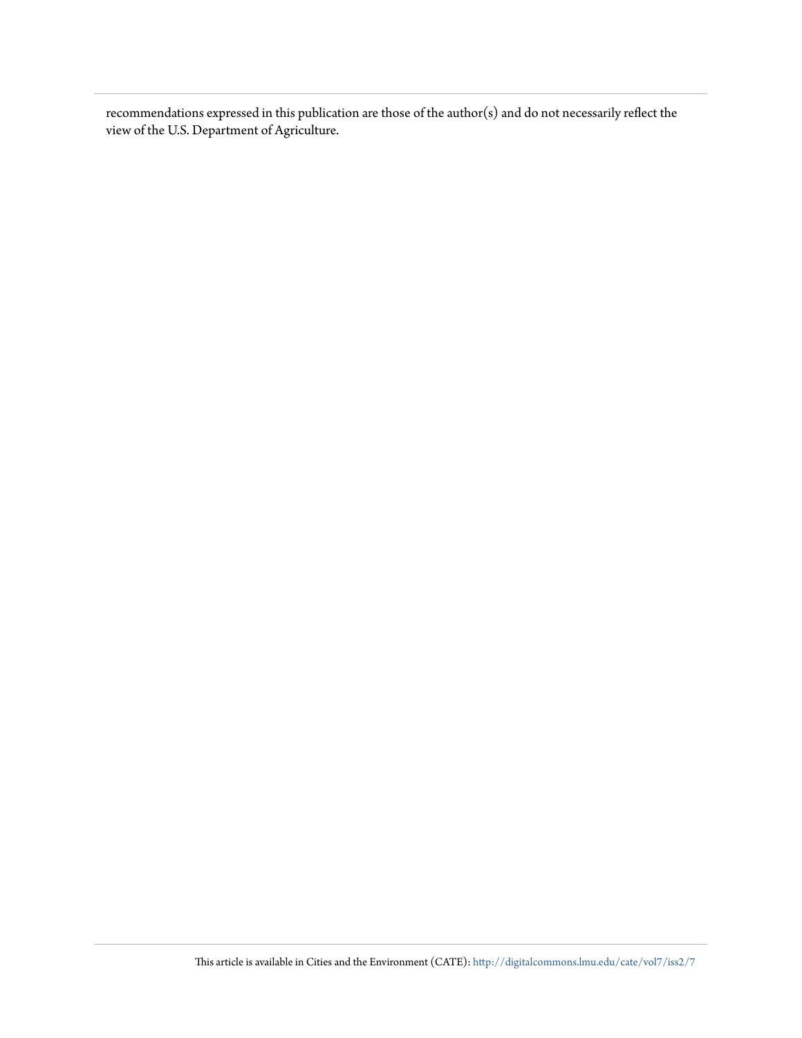recommendations expressed in this publication are those of the author(s) and do not necessarily reflect the view of the U.S. Department of Agriculture.

This article is available in Cities and the Environment (CATE): http://digitalcommons.lmu.edu/cate/vol7/iss2/7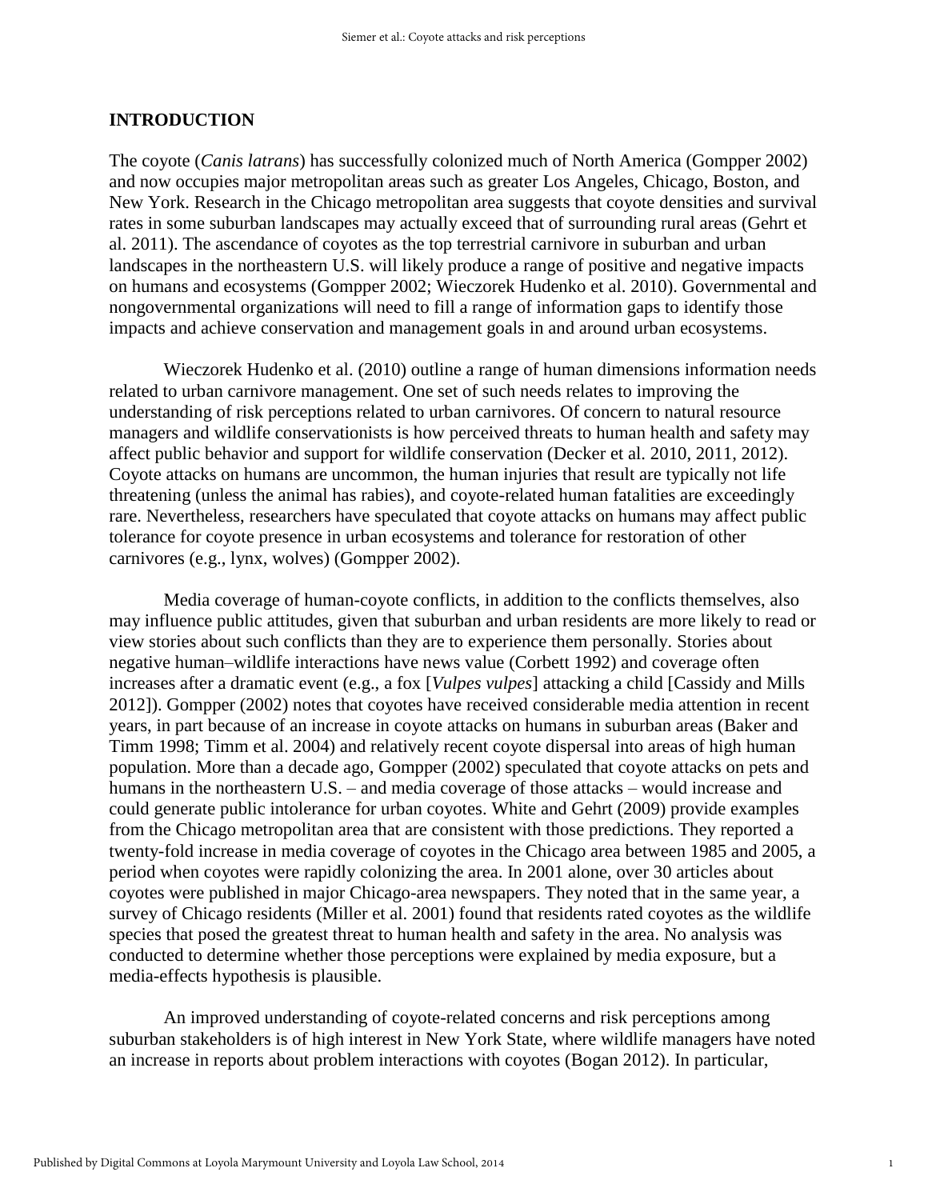## INTRODUCTION

The coyote (*Canis latrans*) has successfully colonized much of North America (Gompper 2002) and now occupies major metropolitan areas such as greater Los Angeles, Chicago, Boston, and New York. Research in the Chicago metropolitan area suggests that coyote densities and survival rates in some suburban landscapes may actually exceed that of surrounding rural areas (Gehrt et al. 2011). The ascendance of coyotes as the top terrestrial carnivore in suburban and urban landscapes in the northeastern U.S. will likely produce a range of positive and negative impacts on humans and ecosystems (Gompper 2002; Wieczorek Hudenko et al. 2010). Governmental and nongovernmental organizations will need to fill a range of information gaps to identify those impacts and achieve conservation and management goals in and around urban ecosystems.

Wieczorek Hudenko et al. (2010) outline a range of human dimensions information needs related to urban carnivore management. One set of such needs relates to improving the understanding of risk perceptions related to urban carnivores. Of concern to natural resource managers and wildlife conservationists is how perceived threats to human health and safety may affect public behavior and support for wildlife conservation (Decker et al. 2010, 2011, 2012). Coyote attacks on humans are uncommon, the human injuries that result are typically not life threatening (unless the animal has rabies), and coyote-related human fatalities are exceedingly rare. Nevertheless, researchers have speculated that coyote attacks on humans may affect public tolerance for coyote presence in urban ecosystems and tolerance for restoration of other carnivores (e.g., lynx, wolves) (Gompper 2002).

Media coverage of human-coyote conflicts, in addition to the conflicts themselves, also may influence public attitudes, given that suburban and urban residents are more likely to read or view stories about such conflicts than they are to experience them personally. Stories about negative human–wildlife interactions have news value (Corbett 1992) and coverage often increases after a dramatic event (e.g., a fox [*Vulpes vulpes*] attacking a child [Cassidy and Mills 2012]). Gompper (2002) notes that coyotes have received considerable media attention in recent years, in part because of an increase in coyote attacks on humans in suburban areas (Baker and Timm 1998; Timm et al. 2004) and relatively recent coyote dispersal into areas of high human population. More than a decade ago, Gompper (2002) speculated that coyote attacks on pets and humans in the northeastern U.S. – and media coverage of those attacks – would increase and could generate public intolerance for urban coyotes. White and Gehrt (2009) provide examples from the Chicago metropolitan area that are consistent with those predictions. They reported a twenty-fold increase in media coverage of coyotes in the Chicago area between 1985 and 2005, a period when coyotes were rapidly colonizing the area. In 2001 alone, over 30 articles about coyotes were published in major Chicago-area newspapers. They noted that in the same year, a survey of Chicago residents (Miller et al. 2001) found that residents rated coyotes as the wildlife species that posed the greatest threat to human health and safety in the area. No analysis was conducted to determine whether those perceptions were explained by media exposure, but a media-effects hypothesis is plausible.

An improved understanding of coyote-related concerns and risk perceptions among suburban stakeholders is of high interest in New York State, where wildlife managers have noted an increase in reports about problem interactions with coyotes (Bogan 2012). In particular,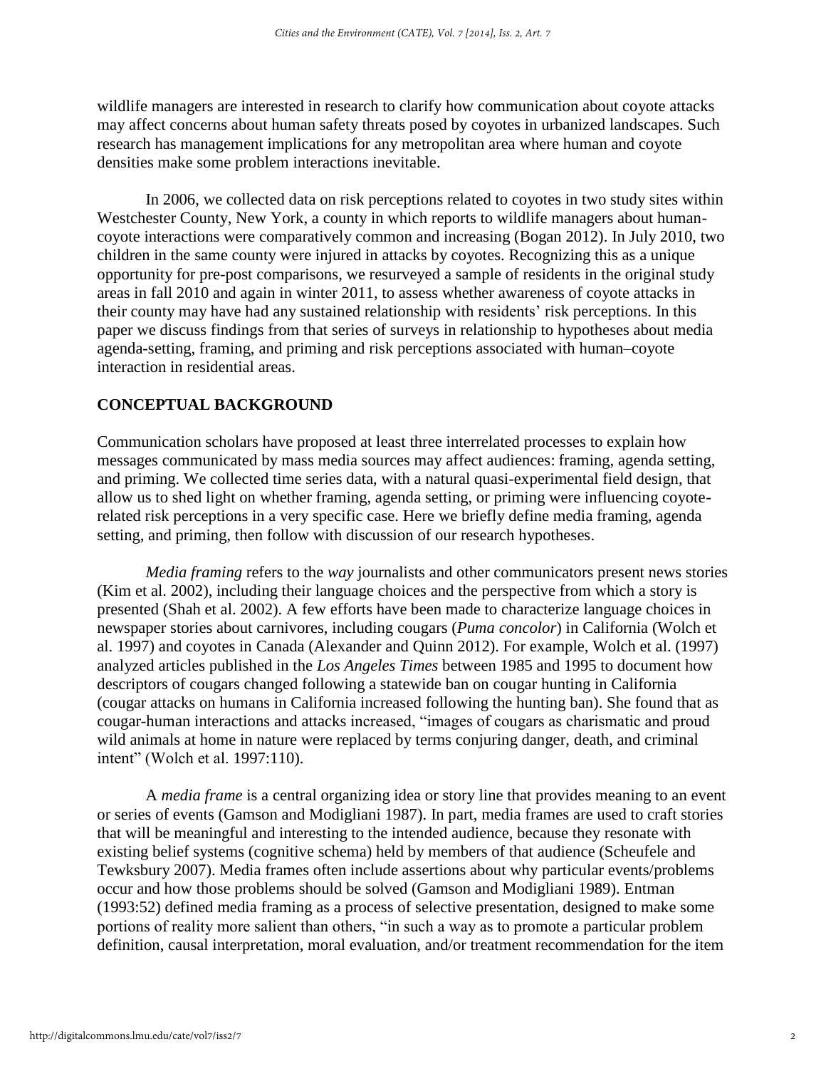wildlife managers are interested in research to clarify how communication about coyote attacks may affect concerns about human safety threats posed by coyotes in urbanized landscapes. Such research has management implications for any metropolitan area where human and coyote densities make some problem interactions inevitable.

In 2006, we collected data on risk perceptions related to coyotes in two study sites within Westchester County, New York, a county in which reports to wildlife managers about human-coyote interactions were comparatively common and increasing (Bogan 2012). In July 2010, two children in the same county were injured in attacks by coyotes. Recognizing this as a unique opportunity for pre-post comparisons, we resurveyed a sample of residents in the original study areas in fall 2010 and again in winter 2011, to assess whether awareness of coyote attacks in their county may have had any sustained relationship with residents' risk perceptions. In this paper we discuss findings from that series of surveys in relationship to hypotheses about media agenda-setting, framing, and priming and risk perceptions associated with human–coyote interaction in residential areas.

## CONCEPTUAL BACKGROUND

Communication scholars have proposed at least three interrelated processes to explain how messages communicated by mass media sources may affect audiences: framing, agenda setting, and priming. We collected time series data, with a natural quasi-experimental field design, that allow us to shed light on whether framing, agenda setting, or priming were influencing coyote-related risk perceptions in a very specific case. Here we briefly define media framing, agenda setting, and priming, then follow with discussion of our research hypotheses.

*Media framing* refers to the *way* journalists and other communicators present news stories (Kim et al. 2002), including their language choices and the perspective from which a story is presented (Shah et al. 2002). A few efforts have been made to characterize language choices in newspaper stories about carnivores, including cougars (*Puma concolor*) in California (Wolch et al. 1997) and coyotes in Canada (Alexander and Quinn 2012). For example, Wolch et al. (1997) analyzed articles published in the *Los Angeles Times* between 1985 and 1995 to document how descriptors of cougars changed following a statewide ban on cougar hunting in California (cougar attacks on humans in California increased following the hunting ban). She found that as cougar-human interactions and attacks increased, "images of cougars as charismatic and proud wild animals at home in nature were replaced by terms conjuring danger, death, and criminal intent" (Wolch et al. 1997:110).

A *media frame* is a central organizing idea or story line that provides meaning to an event or series of events (Gamson and Modigliani 1987). In part, media frames are used to craft stories that will be meaningful and interesting to the intended audience, because they resonate with existing belief systems (cognitive schema) held by members of that audience (Scheufele and Tewksbury 2007). Media frames often include assertions about why particular events/problems occur and how those problems should be solved (Gamson and Modigliani 1989). Entman (1993:52) defined media framing as a process of selective presentation, designed to make some portions of reality more salient than others, "in such a way as to promote a particular problem definition, causal interpretation, moral evaluation, and/or treatment recommendation for the item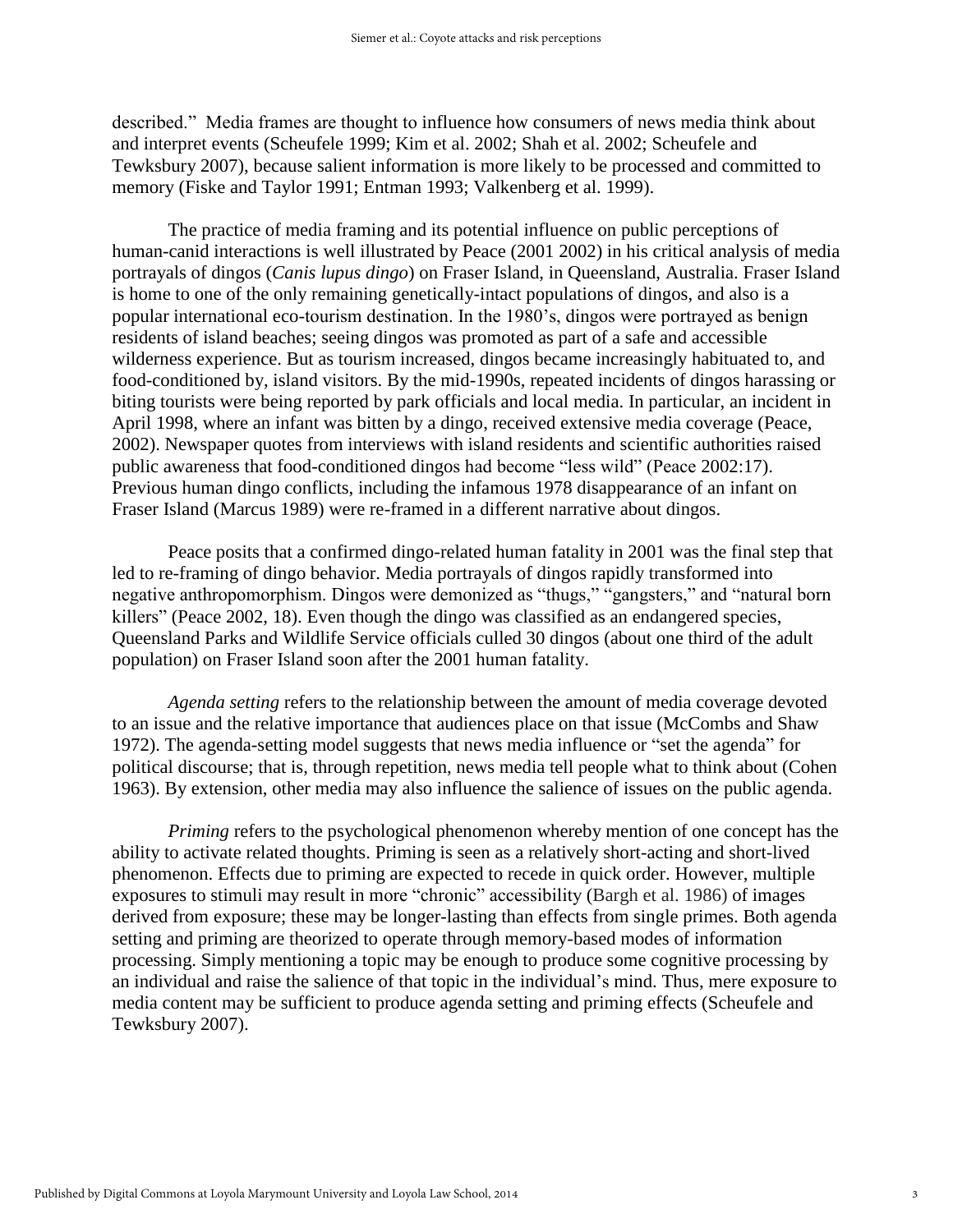described." Media frames are thought to influence how consumers of news media think about and interpret events (Scheufele 1999; Kim et al. 2002; Shah et al. 2002; Scheufele and Tewksbury 2007), because salient information is more likely to be processed and committed to memory (Fiske and Taylor 1991; Entman 1993; Valkenberg et al. 1999).

The practice of media framing and its potential influence on public perceptions of human-canid interactions is well illustrated by Peace (2001 2002) in his critical analysis of media portrayals of dingos (*Canis lupus dingo*) on Fraser Island, in Queensland, Australia. Fraser Island is home to one of the only remaining genetically-intact populations of dingos, and also is a popular international eco-tourism destination. In the 1980's, dingos were portrayed as benign residents of island beaches; seeing dingos was promoted as part of a safe and accessible wilderness experience. But as tourism increased, dingos became increasingly habituated to, and food-conditioned by, island visitors. By the mid-1990s, repeated incidents of dingos harassing or biting tourists were being reported by park officials and local media. In particular, an incident in April 1998, where an infant was bitten by a dingo, received extensive media coverage (Peace, 2002). Newspaper quotes from interviews with island residents and scientific authorities raised public awareness that food-conditioned dingos had become "less wild" (Peace 2002:17). Previous human dingo conflicts, including the infamous 1978 disappearance of an infant on Fraser Island (Marcus 1989) were re-framed in a different narrative about dingos.

Peace posits that a confirmed dingo-related human fatality in 2001 was the final step that led to re-framing of dingo behavior. Media portrayals of dingos rapidly transformed into negative anthropomorphism. Dingos were demonized as "thugs," "gangsters," and "natural born killers" (Peace 2002, 18). Even though the dingo was classified as an endangered species, Queensland Parks and Wildlife Service officials culled 30 dingos (about one third of the adult population) on Fraser Island soon after the 2001 human fatality.

*Agenda setting* refers to the relationship between the amount of media coverage devoted to an issue and the relative importance that audiences place on that issue (McCombs and Shaw 1972). The agenda-setting model suggests that news media influence or "set the agenda" for political discourse; that is, through repetition, news media tell people what to think about (Cohen 1963). By extension, other media may also influence the salience of issues on the public agenda.

*Priming* refers to the psychological phenomenon whereby mention of one concept has the ability to activate related thoughts. Priming is seen as a relatively short-acting and short-lived phenomenon. Effects due to priming are expected to recede in quick order. However, multiple exposures to stimuli may result in more "chronic" accessibility (Bargh et al. 1986) of images derived from exposure; these may be longer-lasting than effects from single primes. Both agenda setting and priming are theorized to operate through memory-based modes of information processing. Simply mentioning a topic may be enough to produce some cognitive processing by an individual and raise the salience of that topic in the individual's mind. Thus, mere exposure to media content may be sufficient to produce agenda setting and priming effects (Scheufele and Tewksbury 2007).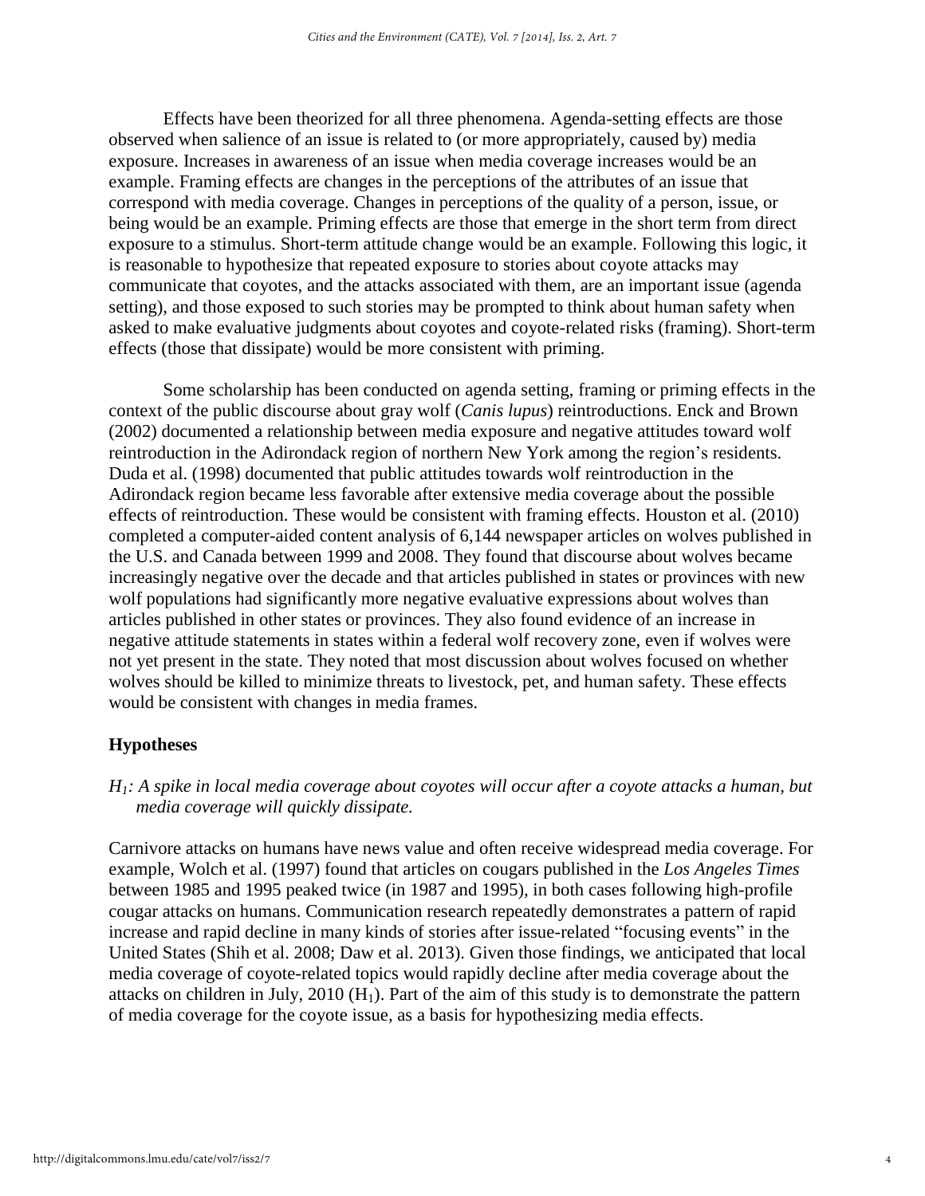Effects have been theorized for all three phenomena. Agenda-setting effects are those observed when salience of an issue is related to (or more appropriately, caused by) media exposure. Increases in awareness of an issue when media coverage increases would be an example. Framing effects are changes in the perceptions of the attributes of an issue that correspond with media coverage. Changes in perceptions of the quality of a person, issue, or being would be an example. Priming effects are those that emerge in the short term from direct exposure to a stimulus. Short-term attitude change would be an example. Following this logic, it is reasonable to hypothesize that repeated exposure to stories about coyote attacks may communicate that coyotes, and the attacks associated with them, are an important issue (agenda setting), and those exposed to such stories may be prompted to think about human safety when asked to make evaluative judgments about coyotes and coyote-related risks (framing). Short-term effects (those that dissipate) would be more consistent with priming.

Some scholarship has been conducted on agenda setting, framing or priming effects in the context of the public discourse about gray wolf (*Canis lupus*) reintroductions. Enck and Brown (2002) documented a relationship between media exposure and negative attitudes toward wolf reintroduction in the Adirondack region of northern New York among the region's residents. Duda et al. (1998) documented that public attitudes towards wolf reintroduction in the Adirondack region became less favorable after extensive media coverage about the possible effects of reintroduction. These would be consistent with framing effects. Houston et al. (2010) completed a computer-aided content analysis of 6,144 newspaper articles on wolves published in the U.S. and Canada between 1999 and 2008. They found that discourse about wolves became increasingly negative over the decade and that articles published in states or provinces with new wolf populations had significantly more negative evaluative expressions about wolves than articles published in other states or provinces. They also found evidence of an increase in negative attitude statements in states within a federal wolf recovery zone, even if wolves were not yet present in the state. They noted that most discussion about wolves focused on whether wolves should be killed to minimize threats to livestock, pet, and human safety. These effects would be consistent with changes in media frames.

## Hypotheses

*$H_1$: A spike in local media coverage about coyotes will occur after a coyote attacks a human, but media coverage will quickly dissipate.*

Carnivore attacks on humans have news value and often receive widespread media coverage. For example, Wolch et al. (1997) found that articles on cougars published in the *Los Angeles Times* between 1985 and 1995 peaked twice (in 1987 and 1995), in both cases following high-profile cougar attacks on humans. Communication research repeatedly demonstrates a pattern of rapid increase and rapid decline in many kinds of stories after issue-related "focusing events" in the United States (Shih et al. 2008; Daw et al. 2013). Given those findings, we anticipated that local media coverage of coyote-related topics would rapidly decline after media coverage about the attacks on children in July, 2010 ($H_1$). Part of the aim of this study is to demonstrate the pattern of media coverage for the coyote issue, as a basis for hypothesizing media effects.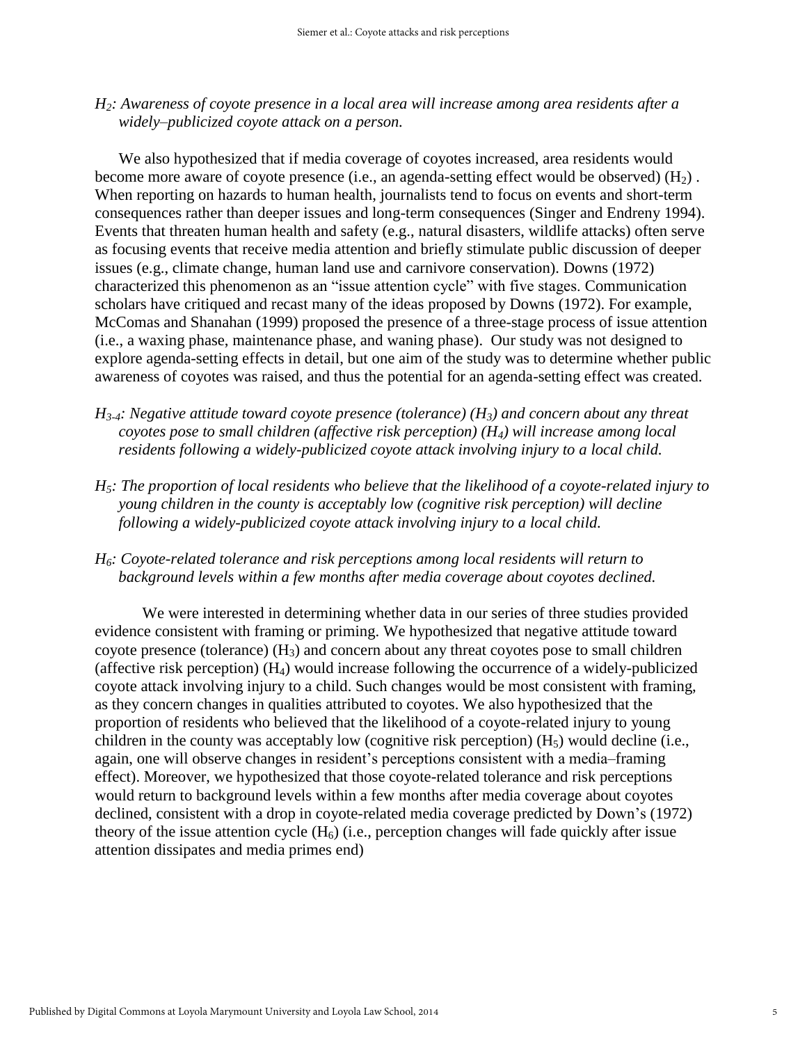*$H_2$: Awareness of coyote presence in a local area will increase among area residents after a widely–publicized coyote attack on a person.*

We also hypothesized that if media coverage of coyotes increased, area residents would become more aware of coyote presence (i.e., an agenda-setting effect would be observed) ($H_2$) . When reporting on hazards to human health, journalists tend to focus on events and short-term consequences rather than deeper issues and long-term consequences (Singer and Endreny 1994). Events that threaten human health and safety (e.g., natural disasters, wildlife attacks) often serve as focusing events that receive media attention and briefly stimulate public discussion of deeper issues (e.g., climate change, human land use and carnivore conservation). Downs (1972) characterized this phenomenon as an "issue attention cycle" with five stages. Communication scholars have critiqued and recast many of the ideas proposed by Downs (1972). For example, McComas and Shanahan (1999) proposed the presence of a three-stage process of issue attention (i.e., a waxing phase, maintenance phase, and waning phase). Our study was not designed to explore agenda-setting effects in detail, but one aim of the study was to determine whether public awareness of coyotes was raised, and thus the potential for an agenda-setting effect was created.

*$H_{3\text{-}4}$: Negative attitude toward coyote presence (tolerance) ($H_3$) and concern about any threat coyotes pose to small children (affective risk perception) ($H_4$) will increase among local residents following a widely-publicized coyote attack involving injury to a local child.*

*$H_5$: The proportion of local residents who believe that the likelihood of a coyote-related injury to young children in the county is acceptably low (cognitive risk perception) will decline following a widely-publicized coyote attack involving injury to a local child.*

*$H_6$: Coyote-related tolerance and risk perceptions among local residents will return to background levels within a few months after media coverage about coyotes declined.*

We were interested in determining whether data in our series of three studies provided evidence consistent with framing or priming. We hypothesized that negative attitude toward coyote presence (tolerance) ($H_3$) and concern about any threat coyotes pose to small children (affective risk perception) ($H_4$) would increase following the occurrence of a widely-publicized coyote attack involving injury to a child. Such changes would be most consistent with framing, as they concern changes in qualities attributed to coyotes. We also hypothesized that the proportion of residents who believed that the likelihood of a coyote-related injury to young children in the county was acceptably low (cognitive risk perception) ($H_5$) would decline (i.e., again, one will observe changes in resident's perceptions consistent with a media–framing effect). Moreover, we hypothesized that those coyote-related tolerance and risk perceptions would return to background levels within a few months after media coverage about coyotes declined, consistent with a drop in coyote-related media coverage predicted by Down's (1972) theory of the issue attention cycle ($H_6$) (i.e., perception changes will fade quickly after issue attention dissipates and media primes end)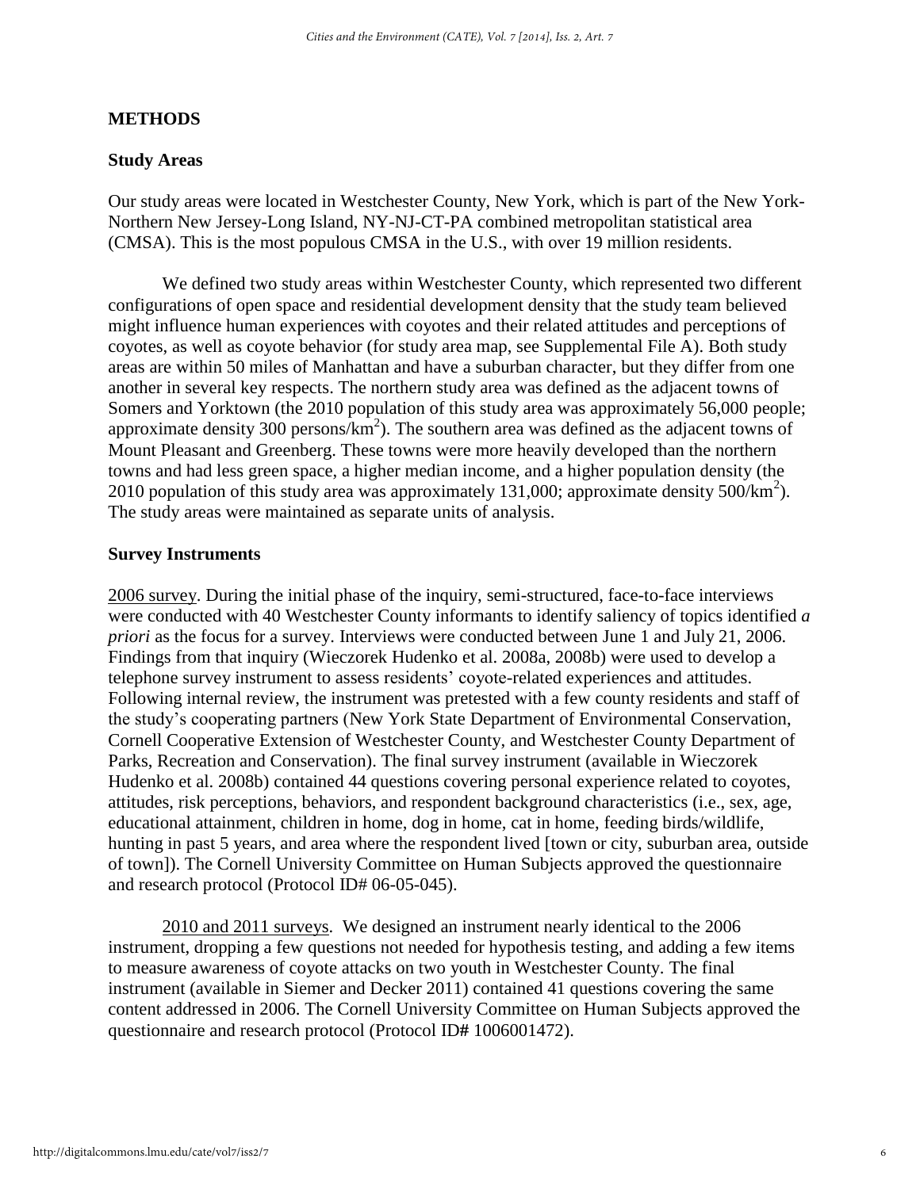## METHODS

### Study Areas

Our study areas were located in Westchester County, New York, which is part of the New York-Northern New Jersey-Long Island, NY-NJ-CT-PA combined metropolitan statistical area (CMSA). This is the most populous CMSA in the U.S., with over 19 million residents.

We defined two study areas within Westchester County, which represented two different configurations of open space and residential development density that the study team believed might influence human experiences with coyotes and their related attitudes and perceptions of coyotes, as well as coyote behavior (for study area map, see Supplemental File A). Both study areas are within 50 miles of Manhattan and have a suburban character, but they differ from one another in several key respects. The northern study area was defined as the adjacent towns of Somers and Yorktown (the 2010 population of this study area was approximately 56,000 people; approximate density 300 persons/km$^2$). The southern area was defined as the adjacent towns of Mount Pleasant and Greenberg. These towns were more heavily developed than the northern towns and had less green space, a higher median income, and a higher population density (the 2010 population of this study area was approximately 131,000; approximate density 500/km$^2$). The study areas were maintained as separate units of analysis.

### Survey Instruments

2006 survey. During the initial phase of the inquiry, semi-structured, face-to-face interviews were conducted with 40 Westchester County informants to identify saliency of topics identified *a priori* as the focus for a survey. Interviews were conducted between June 1 and July 21, 2006. Findings from that inquiry (Wieczorek Hudenko et al. 2008a, 2008b) were used to develop a telephone survey instrument to assess residents' coyote-related experiences and attitudes. Following internal review, the instrument was pretested with a few county residents and staff of the study's cooperating partners (New York State Department of Environmental Conservation, Cornell Cooperative Extension of Westchester County, and Westchester County Department of Parks, Recreation and Conservation). The final survey instrument (available in Wieczorek Hudenko et al. 2008b) contained 44 questions covering personal experience related to coyotes, attitudes, risk perceptions, behaviors, and respondent background characteristics (i.e., sex, age, educational attainment, children in home, dog in home, cat in home, feeding birds/wildlife, hunting in past 5 years, and area where the respondent lived [town or city, suburban area, outside of town]). The Cornell University Committee on Human Subjects approved the questionnaire and research protocol (Protocol ID# 06-05-045).

2010 and 2011 surveys. We designed an instrument nearly identical to the 2006 instrument, dropping a few questions not needed for hypothesis testing, and adding a few items to measure awareness of coyote attacks on two youth in Westchester County. The final instrument (available in Siemer and Decker 2011) contained 41 questions covering the same content addressed in 2006. The Cornell University Committee on Human Subjects approved the questionnaire and research protocol (Protocol ID# 1006001472).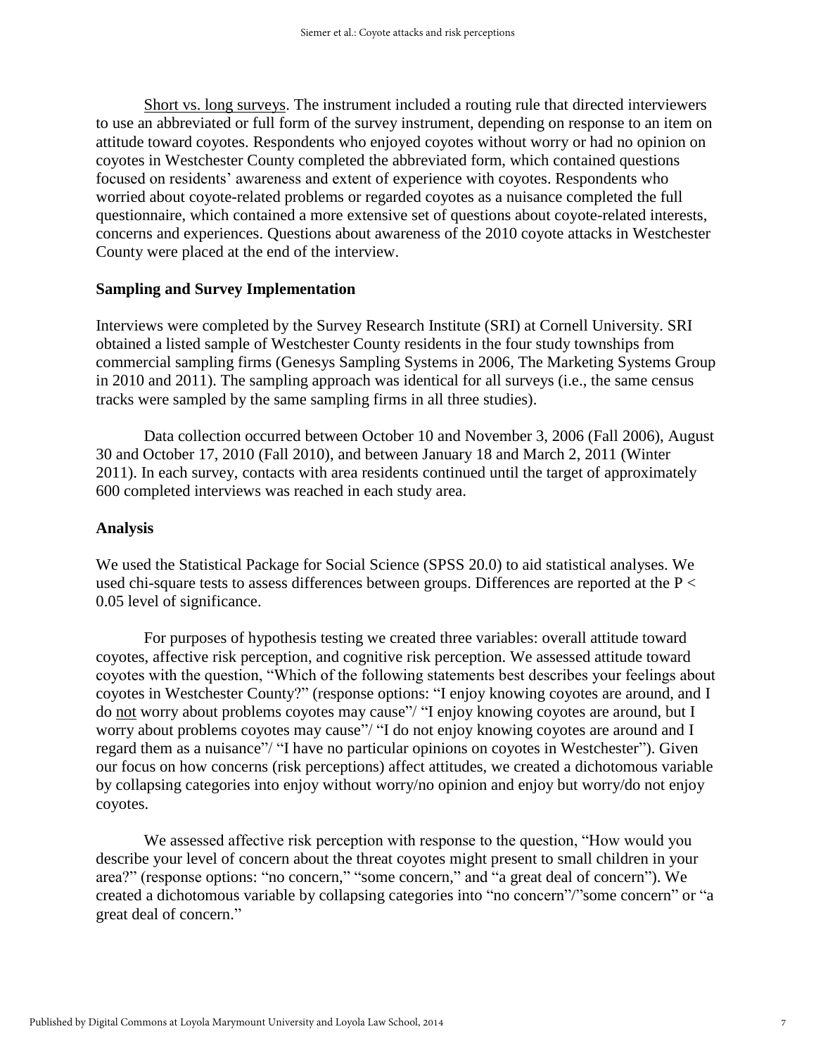Short vs. long surveys. The instrument included a routing rule that directed interviewers to use an abbreviated or full form of the survey instrument, depending on response to an item on attitude toward coyotes. Respondents who enjoyed coyotes without worry or had no opinion on coyotes in Westchester County completed the abbreviated form, which contained questions focused on residents' awareness and extent of experience with coyotes. Respondents who worried about coyote-related problems or regarded coyotes as a nuisance completed the full questionnaire, which contained a more extensive set of questions about coyote-related interests, concerns and experiences. Questions about awareness of the 2010 coyote attacks in Westchester County were placed at the end of the interview.

## Sampling and Survey Implementation

Interviews were completed by the Survey Research Institute (SRI) at Cornell University. SRI obtained a listed sample of Westchester County residents in the four study townships from commercial sampling firms (Genesys Sampling Systems in 2006, The Marketing Systems Group in 2010 and 2011). The sampling approach was identical for all surveys (i.e., the same census tracks were sampled by the same sampling firms in all three studies).

Data collection occurred between October 10 and November 3, 2006 (Fall 2006), August 30 and October 17, 2010 (Fall 2010), and between January 18 and March 2, 2011 (Winter 2011). In each survey, contacts with area residents continued until the target of approximately 600 completed interviews was reached in each study area.

## Analysis

We used the Statistical Package for Social Science (SPSS 20.0) to aid statistical analyses. We used chi-square tests to assess differences between groups. Differences are reported at the $P < 0.05$ level of significance.

For purposes of hypothesis testing we created three variables: overall attitude toward coyotes, affective risk perception, and cognitive risk perception. We assessed attitude toward coyotes with the question, "Which of the following statements best describes your feelings about coyotes in Westchester County?" (response options: "I enjoy knowing coyotes are around, and I do not worry about problems coyotes may cause"/ "I enjoy knowing coyotes are around, but I worry about problems coyotes may cause"/ "I do not enjoy knowing coyotes are around and I regard them as a nuisance"/ "I have no particular opinions on coyotes in Westchester"). Given our focus on how concerns (risk perceptions) affect attitudes, we created a dichotomous variable by collapsing categories into enjoy without worry/no opinion and enjoy but worry/do not enjoy coyotes.

We assessed affective risk perception with response to the question, "How would you describe your level of concern about the threat coyotes might present to small children in your area?" (response options: "no concern," "some concern," and "a great deal of concern"). We created a dichotomous variable by collapsing categories into "no concern"/"some concern" or "a great deal of concern."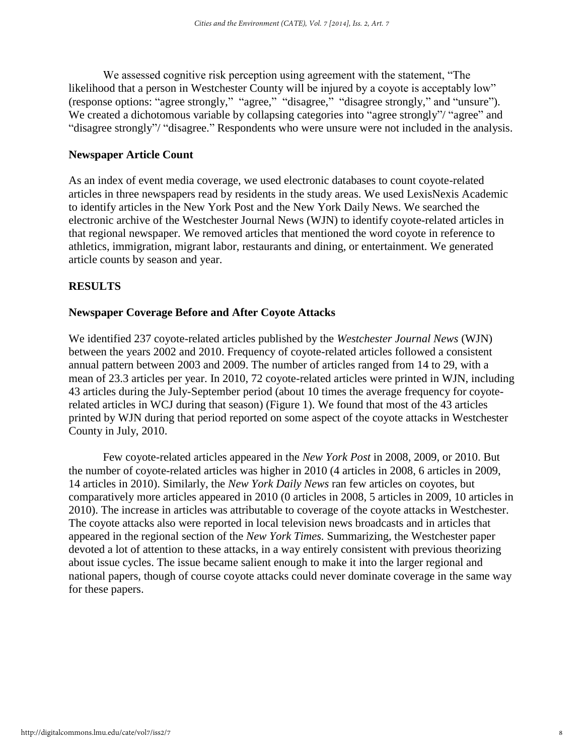We assessed cognitive risk perception using agreement with the statement, "The likelihood that a person in Westchester County will be injured by a coyote is acceptably low" (response options: "agree strongly," "agree," "disagree," "disagree strongly," and "unsure"). We created a dichotomous variable by collapsing categories into "agree strongly"/ "agree" and "disagree strongly"/ "disagree." Respondents who were unsure were not included in the analysis.

### Newspaper Article Count

As an index of event media coverage, we used electronic databases to count coyote-related articles in three newspapers read by residents in the study areas. We used LexisNexis Academic to identify articles in the New York Post and the New York Daily News. We searched the electronic archive of the Westchester Journal News (WJN) to identify coyote-related articles in that regional newspaper. We removed articles that mentioned the word coyote in reference to athletics, immigration, migrant labor, restaurants and dining, or entertainment. We generated article counts by season and year.

## RESULTS

### Newspaper Coverage Before and After Coyote Attacks

We identified 237 coyote-related articles published by the *Westchester Journal News* (WJN) between the years 2002 and 2010. Frequency of coyote-related articles followed a consistent annual pattern between 2003 and 2009. The number of articles ranged from 14 to 29, with a mean of 23.3 articles per year. In 2010, 72 coyote-related articles were printed in WJN, including 43 articles during the July-September period (about 10 times the average frequency for coyote-related articles in WCJ during that season) (Figure 1). We found that most of the 43 articles printed by WJN during that period reported on some aspect of the coyote attacks in Westchester County in July, 2010.

Few coyote-related articles appeared in the *New York Post* in 2008, 2009, or 2010. But the number of coyote-related articles was higher in 2010 (4 articles in 2008, 6 articles in 2009, 14 articles in 2010). Similarly, the *New York Daily News* ran few articles on coyotes, but comparatively more articles appeared in 2010 (0 articles in 2008, 5 articles in 2009, 10 articles in 2010). The increase in articles was attributable to coverage of the coyote attacks in Westchester. The coyote attacks also were reported in local television news broadcasts and in articles that appeared in the regional section of the *New York Times.* Summarizing, the Westchester paper devoted a lot of attention to these attacks, in a way entirely consistent with previous theorizing about issue cycles. The issue became salient enough to make it into the larger regional and national papers, though of course coyote attacks could never dominate coverage in the same way for these papers.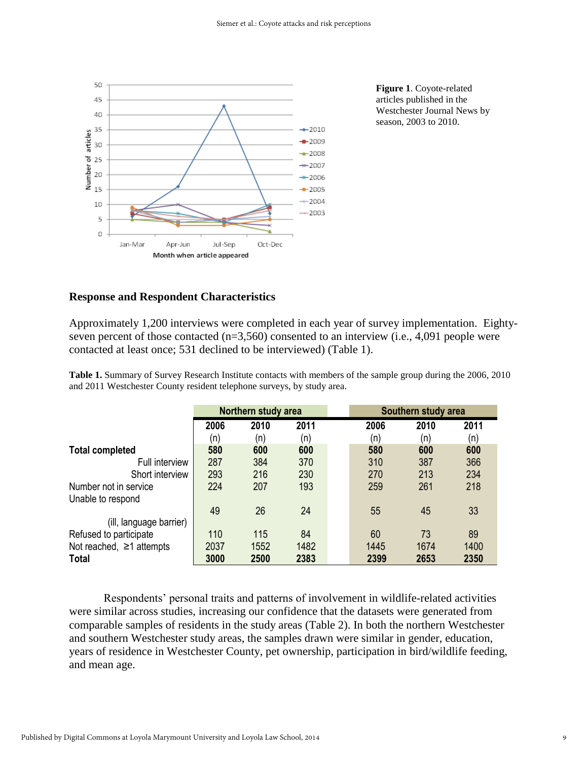50
45
40
35
30
25
20
15
10
5
0

Number of articles

Jan-Mar
Apr-Jun
Jul-Sep
Oct-Dec

Month when article appeared

2010
2009
2008
2007
2006
2005
2004
2003

**Figure 1**. Coyote-related articles published in the Westchester Journal News by season, 2003 to 2010.

## Response and Respondent Characteristics

Approximately 1,200 interviews were completed in each year of survey implementation. Eighty-seven percent of those contacted (n=3,560) consented to an interview (i.e., 4,091 people were contacted at least once; 531 declined to be interviewed) (Table 1).

**Table 1.** Summary of Survey Research Institute contacts with members of the sample group during the 2006, 2010 and 2011 Westchester County resident telephone surveys, by study area.

| | Northern study area | | | Southern study area | | |
|---|---|---|---|---|---|---|
| | **2006** (n) | **2010** (n) | **2011** (n) | **2006** (n) | **2010** (n) | **2011** (n) |
| **Total completed** | **580** | **600** | **600** | **580** | **600** | **600** |
| Full interview | 287 | 384 | 370 | 310 | 387 | 366 |
| Short interview | 293 | 216 | 230 | 270 | 213 | 234 |
| Number not in service | 224 | 207 | 193 | 259 | 261 | 218 |
| Unable to respond (ill, language barrier) | 49 | 26 | 24 | 55 | 45 | 33 |
| Refused to participate | 110 | 115 | 84 | 60 | 73 | 89 |
| Not reached, ≥1 attempts | 2037 | 1552 | 1482 | 1445 | 1674 | 1400 |
| **Total** | **3000** | **2500** | **2383** | **2399** | **2653** | **2350** |

Respondents' personal traits and patterns of involvement in wildlife-related activities were similar across studies, increasing our confidence that the datasets were generated from comparable samples of residents in the study areas (Table 2). In both the northern Westchester and southern Westchester study areas, the samples drawn were similar in gender, education, years of residence in Westchester County, pet ownership, participation in bird/wildlife feeding, and mean age.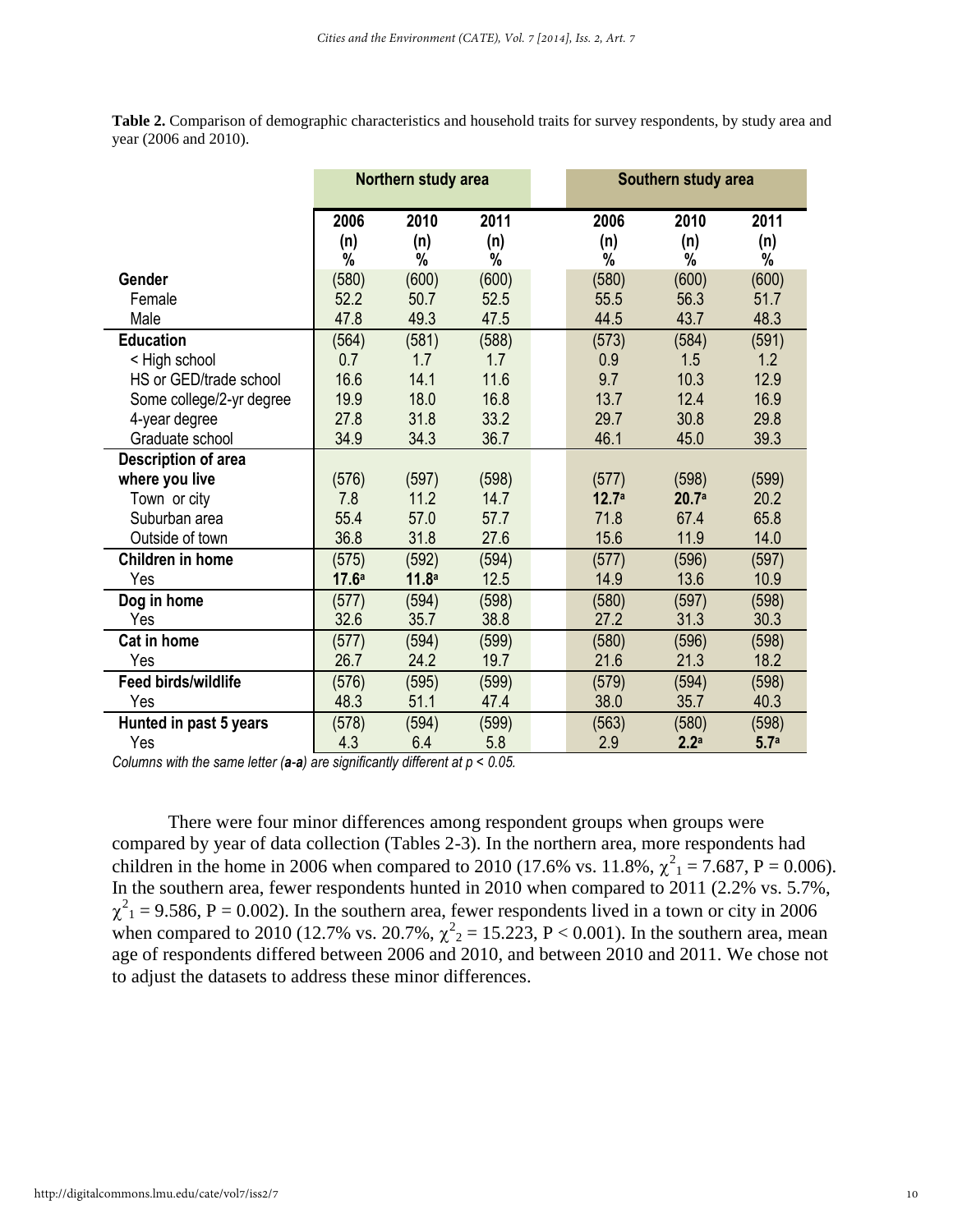**Table 2.** Comparison of demographic characteristics and household traits for survey respondents, by study area and year (2006 and 2010).

| | Northern study area | | | Southern study area | | |
|---|---|---|---|---|---|---|
| | 2006 (n) % | 2010 (n) % | 2011 (n) % | 2006 (n) % | 2010 (n) % | 2011 (n) % |
| **Gender** | (580) | (600) | (600) | (580) | (600) | (600) |
| Female | 52.2 | 50.7 | 52.5 | 55.5 | 56.3 | 51.7 |
| Male | 47.8 | 49.3 | 47.5 | 44.5 | 43.7 | 48.3 |
| **Education** | (564) | (581) | (588) | (573) | (584) | (591) |
| < High school | 0.7 | 1.7 | 1.7 | 0.9 | 1.5 | 1.2 |
| HS or GED/trade school | 16.6 | 14.1 | 11.6 | 9.7 | 10.3 | 12.9 |
| Some college/2-yr degree | 19.9 | 18.0 | 16.8 | 13.7 | 12.4 | 16.9 |
| 4-year degree | 27.8 | 31.8 | 33.2 | 29.7 | 30.8 | 29.8 |
| Graduate school | 34.9 | 34.3 | 36.7 | 46.1 | 45.0 | 39.3 |
| **Description of area where you live** | (576) | (597) | (598) | (577) | (598) | (599) |
| Town or city | 7.8 | 11.2 | 14.7 | **12.7**[a] | **20.7**[a] | 20.2 |
| Suburban area | 55.4 | 57.0 | 57.7 | 71.8 | 67.4 | 65.8 |
| Outside of town | 36.8 | 31.8 | 27.6 | 15.6 | 11.9 | 14.0 |
| **Children in home** | (575) | (592) | (594) | (577) | (596) | (597) |
| Yes | **17.6**[a] | **11.8**[a] | 12.5 | 14.9 | 13.6 | 10.9 |
| **Dog in home** | (577) | (594) | (598) | (580) | (597) | (598) |
| Yes | 32.6 | 35.7 | 38.8 | 27.2 | 31.3 | 30.3 |
| **Cat in home** | (577) | (594) | (599) | (580) | (596) | (598) |
| Yes | 26.7 | 24.2 | 19.7 | 21.6 | 21.3 | 18.2 |
| **Feed birds/wildlife** | (576) | (595) | (599) | (579) | (594) | (598) |
| Yes | 48.3 | 51.1 | 47.4 | 38.0 | 35.7 | 40.3 |
| **Hunted in past 5 years** | (578) | (594) | (599) | (563) | (580) | (598) |
| Yes | 4.3 | 6.4 | 5.8 | 2.9 | **2.2**[a] | **5.7**[a] |

*Columns with the same letter (**a-a**) are significantly different at $p < 0.05$.*

There were four minor differences among respondent groups when groups were compared by year of data collection (Tables 2-3). In the northern area, more respondents had children in the home in 2006 when compared to 2010 (17.6% vs. 11.8%, $\chi^2_1 = 7.687$, P = 0.006). In the southern area, fewer respondents hunted in 2010 when compared to 2011 (2.2% vs. 5.7%, $\chi^2_1 = 9.586$, P = 0.002). In the southern area, fewer respondents lived in a town or city in 2006 when compared to 2010 (12.7% vs. 20.7%, $\chi^2_2 = 15.223$, P < 0.001). In the southern area, mean age of respondents differed between 2006 and 2010, and between 2010 and 2011. We chose not to adjust the datasets to address these minor differences.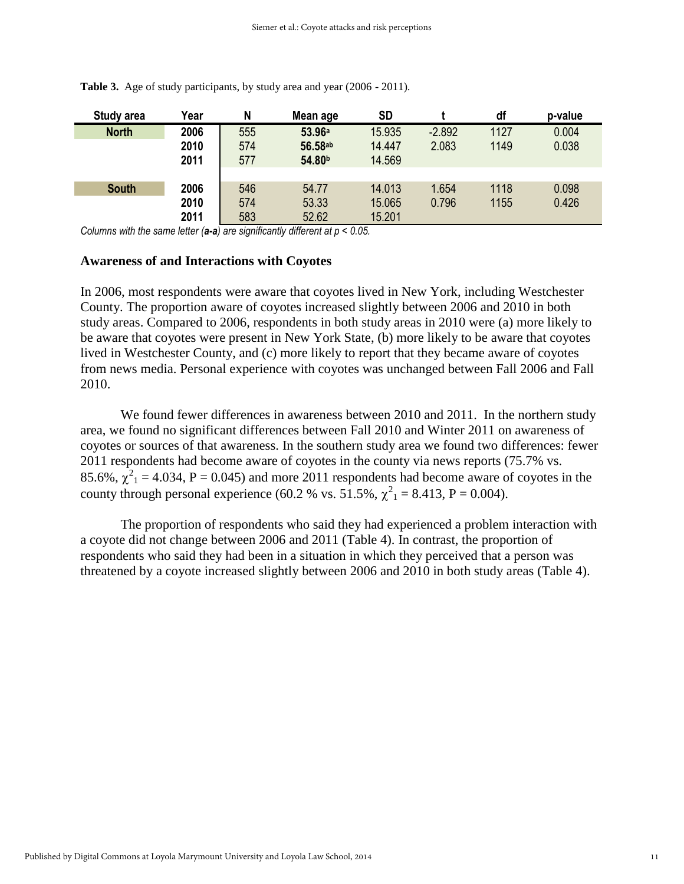**Table 3.** Age of study participants, by study area and year (2006 - 2011).

| Study area | Year | N | Mean age | SD | t | df | p-value |
|---|---|---|---|---|---|---|---|
| **North** | **2006** | 555 | **53.96**[a] | 15.935 | -2.892 | 1127 | 0.004 |
| | **2010** | 574 | **56.58**[ab] | 14.447 | 2.083 | 1149 | 0.038 |
| | **2011** | 577 | **54.80**[b] | 14.569 | | | |
| **South** | **2006** | 546 | 54.77 | 14.013 | 1.654 | 1118 | 0.098 |
| | **2010** | 574 | 53.33 | 15.065 | 0.796 | 1155 | 0.426 |
| | **2011** | 583 | 52.62 | 15.201 | | | |

*Columns with the same letter (**a-a**) are significantly different at p < 0.05.*

### Awareness of and Interactions with Coyotes

In 2006, most respondents were aware that coyotes lived in New York, including Westchester County. The proportion aware of coyotes increased slightly between 2006 and 2010 in both study areas. Compared to 2006, respondents in both study areas in 2010 were (a) more likely to be aware that coyotes were present in New York State, (b) more likely to be aware that coyotes lived in Westchester County, and (c) more likely to report that they became aware of coyotes from news media. Personal experience with coyotes was unchanged between Fall 2006 and Fall 2010.

We found fewer differences in awareness between 2010 and 2011. In the northern study area, we found no significant differences between Fall 2010 and Winter 2011 on awareness of coyotes or sources of that awareness. In the southern study area we found two differences: fewer 2011 respondents had become aware of coyotes in the county via news reports (75.7% vs. 85.6%, $\chi^2_1 = 4.034$, P = 0.045) and more 2011 respondents had become aware of coyotes in the county through personal experience (60.2 % vs. 51.5%, $\chi^2_1 = 8.413$, P = 0.004).

The proportion of respondents who said they had experienced a problem interaction with a coyote did not change between 2006 and 2011 (Table 4). In contrast, the proportion of respondents who said they had been in a situation in which they perceived that a person was threatened by a coyote increased slightly between 2006 and 2010 in both study areas (Table 4).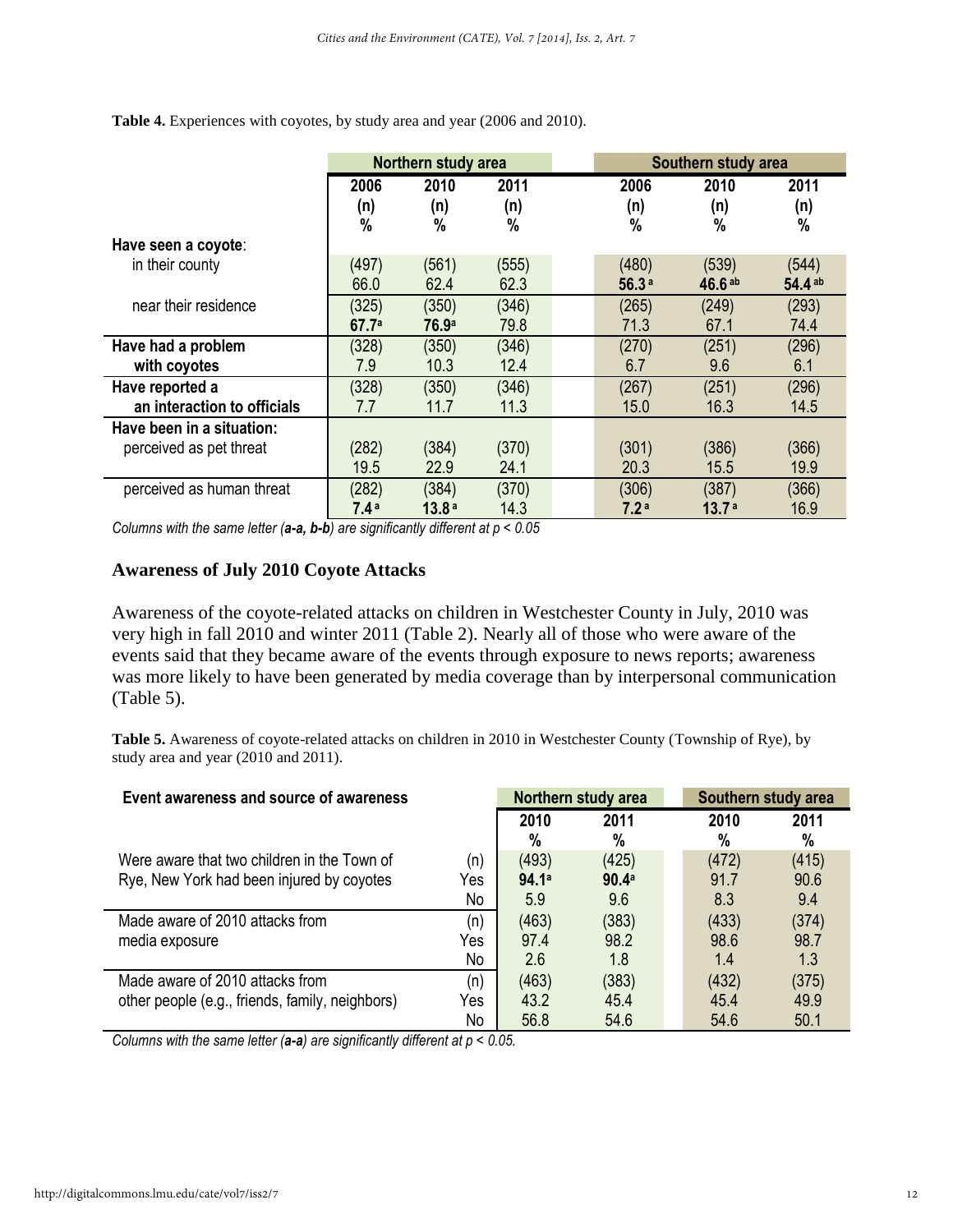**Table 4.** Experiences with coyotes, by study area and year (2006 and 2010).

| | Northern study area | | | Southern study area | | |
|---|---|---|---|---|---|---|
| | 2006<br>(n)<br>% | 2010<br>(n)<br>% | 2011<br>(n)<br>% | 2006<br>(n)<br>% | 2010<br>(n)<br>% | 2011<br>(n)<br>% |
| **Have seen a coyote**: | | | | | | |
| in their county | (497)<br>66.0 | (561)<br>62.4 | (555)<br>62.3 | (480)<br>**56.3** [a] | (539)<br>**46.6** [ab] | (544)<br>**54.4** [ab] |
| near their residence | (325)<br>**67.7**[a] | (350)<br>**76.9**[a] | (346)<br>79.8 | (265)<br>71.3 | (249)<br>67.1 | (293)<br>74.4 |
| **Have had a problem with coyotes** | (328)<br>7.9 | (350)<br>10.3 | (346)<br>12.4 | (270)<br>6.7 | (251)<br>9.6 | (296)<br>6.1 |
| **Have reported a an interaction to officials** | (328)<br>7.7 | (350)<br>11.7 | (346)<br>11.3 | (267)<br>15.0 | (251)<br>16.3 | (296)<br>14.5 |
| **Have been in a situation:** | | | | | | |
| perceived as pet threat | (282)<br>19.5 | (384)<br>22.9 | (370)<br>24.1 | (301)<br>20.3 | (386)<br>15.5 | (366)<br>19.9 |
| perceived as human threat | (282)<br>**7.4** [a] | (384)<br>**13.8** [a] | (370)<br>14.3 | (306)<br>**7.2** [a] | (387)<br>**13.7** [a] | (366)<br>16.9 |

*Columns with the same letter (**a-a, b-b**) are significantly different at $p < 0.05$*

### Awareness of July 2010 Coyote Attacks

Awareness of the coyote-related attacks on children in Westchester County in July, 2010 was very high in fall 2010 and winter 2011 (Table 2). Nearly all of those who were aware of the events said that they became aware of the events through exposure to news reports; awareness was more likely to have been generated by media coverage than by interpersonal communication (Table 5).

**Table 5.** Awareness of coyote-related attacks on children in 2010 in Westchester County (Township of Rye), by study area and year (2010 and 2011).

| **Event awareness and source of awareness** | | Northern study area | | Southern study area | |
|---|---|---|---|---|---|
| | | 2010<br>% | 2011<br>% | 2010<br>% | 2011<br>% |
| Were aware that two children in the Town of Rye, New York had been injured by coyotes | (n) | (493) | (425) | (472) | (415) |
| | Yes | **94.1**[a] | **90.4**[a] | 91.7 | 90.6 |
| | No | 5.9 | 9.6 | 8.3 | 9.4 |
| Made aware of 2010 attacks from media exposure | (n) | (463) | (383) | (433) | (374) |
| | Yes | 97.4 | 98.2 | 98.6 | 98.7 |
| | No | 2.6 | 1.8 | 1.4 | 1.3 |
| Made aware of 2010 attacks from other people (e.g., friends, family, neighbors) | (n) | (463) | (383) | (432) | (375) |
| | Yes | 43.2 | 45.4 | 45.4 | 49.9 |
| | No | 56.8 | 54.6 | 54.6 | 50.1 |

*Columns with the same letter (**a-a**) are significantly different at $p < 0.05$.*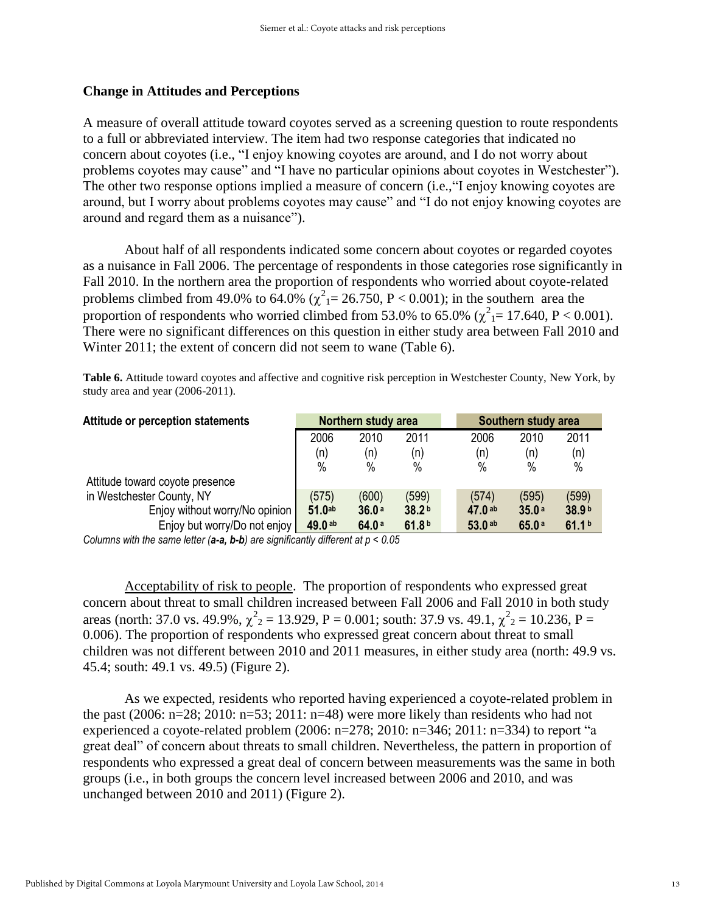## Change in Attitudes and Perceptions

A measure of overall attitude toward coyotes served as a screening question to route respondents to a full or abbreviated interview. The item had two response categories that indicated no concern about coyotes (i.e., "I enjoy knowing coyotes are around, and I do not worry about problems coyotes may cause" and "I have no particular opinions about coyotes in Westchester"). The other two response options implied a measure of concern (i.e.,"I enjoy knowing coyotes are around, but I worry about problems coyotes may cause" and "I do not enjoy knowing coyotes are around and regard them as a nuisance").

About half of all respondents indicated some concern about coyotes or regarded coyotes as a nuisance in Fall 2006. The percentage of respondents in those categories rose significantly in Fall 2010. In the northern area the proportion of respondents who worried about coyote-related problems climbed from 49.0% to 64.0% ($\chi^2_1$= 26.750, P < 0.001); in the southern area the proportion of respondents who worried climbed from 53.0% to 65.0% ($\chi^2_1$= 17.640, P < 0.001). There were no significant differences on this question in either study area between Fall 2010 and Winter 2011; the extent of concern did not seem to wane (Table 6).

**Table 6.** Attitude toward coyotes and affective and cognitive risk perception in Westchester County, New York, by study area and year (2006-2011).

| Attitude or perception statements | Northern study area | | | Southern study area | | |
|---|---|---|---|---|---|---|
| | 2006 (n) % | 2010 (n) % | 2011 (n) % | 2006 (n) % | 2010 (n) % | 2011 (n) % |
| Attitude toward coyote presence in Westchester County, NY | (575) | (600) | (599) | (574) | (595) | (599) |
| Enjoy without worry/No opinion | **51.0**[ab] | **36.0**[a] | **38.2**[b] | **47.0**[ab] | **35.0**[a] | **38.9**[b] |
| Enjoy but worry/Do not enjoy | **49.0**[ab] | **64.0**[a] | **61.8**[b] | **53.0**[ab] | **65.0**[a] | **61.1**[b] |

*Columns with the same letter (**a-a, b-b**) are significantly different at p < 0.05*

<u>Acceptability of risk to people</u>. The proportion of respondents who expressed great concern about threat to small children increased between Fall 2006 and Fall 2010 in both study areas (north: 37.0 vs. 49.9%, $\chi^2_2$ = 13.929, P = 0.001; south: 37.9 vs. 49.1, $\chi^2_2$ = 10.236, P = 0.006). The proportion of respondents who expressed great concern about threat to small children was not different between 2010 and 2011 measures, in either study area (north: 49.9 vs. 45.4; south: 49.1 vs. 49.5) (Figure 2).

As we expected, residents who reported having experienced a coyote-related problem in the past (2006: n=28; 2010: n=53; 2011: n=48) were more likely than residents who had not experienced a coyote-related problem (2006: n=278; 2010: n=346; 2011: n=334) to report "a great deal" of concern about threats to small children. Nevertheless, the pattern in proportion of respondents who expressed a great deal of concern between measurements was the same in both groups (i.e., in both groups the concern level increased between 2006 and 2010, and was unchanged between 2010 and 2011) (Figure 2).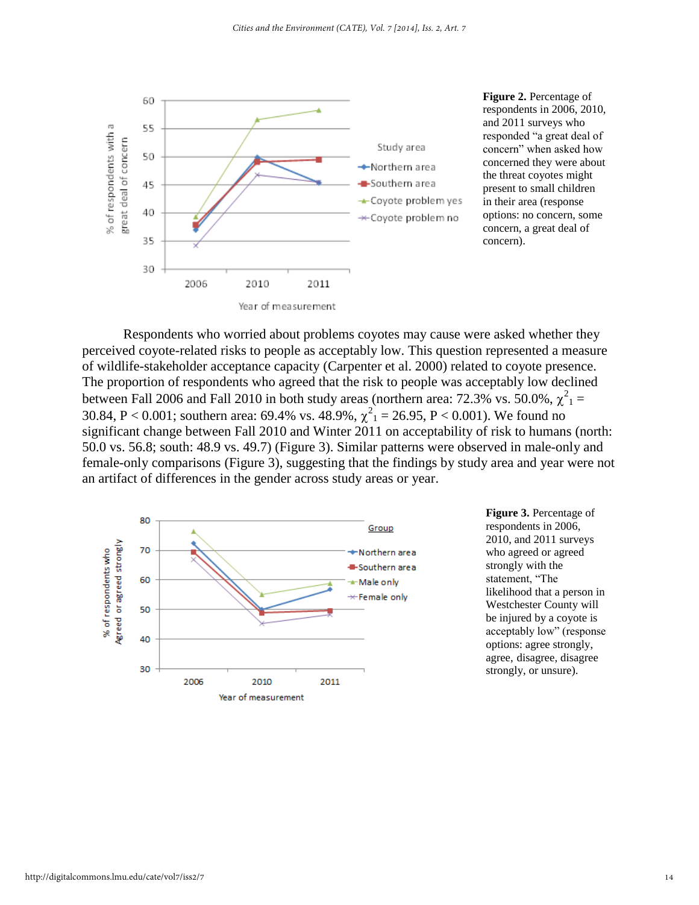% of respondents with a great deal of concern

60
55
50
45
40
35
30

2006
2010
2011

Year of measurement

Study area
Northern area
Southern area
Coyote problem yes
Coyote problem no

**Figure 2.** Percentage of respondents in 2006, 2010, and 2011 surveys who responded "a great deal of concern" when asked how concerned they were about the threat coyotes might present to small children in their area (response options: no concern, some concern, a great deal of concern).

Respondents who worried about problems coyotes may cause were asked whether they perceived coyote-related risks to people as acceptably low. This question represented a measure of wildlife-stakeholder acceptance capacity (Carpenter et al. 2000) related to coyote presence. The proportion of respondents who agreed that the risk to people was acceptably low declined between Fall 2006 and Fall 2010 in both study areas (northern area: 72.3% vs. 50.0%, $\chi^2_1 = 30.84$, $P < 0.001$; southern area: 69.4% vs. 48.9%, $\chi^2_1 = 26.95$, $P < 0.001$). We found no significant change between Fall 2010 and Winter 2011 on acceptability of risk to humans (north: 50.0 vs. 56.8; south: 48.9 vs. 49.7) (Figure 3). Similar patterns were observed in male-only and female-only comparisons (Figure 3), suggesting that the findings by study area and year were not an artifact of differences in the gender across study areas or year.

% of respondents who Agreed or agreed strongly

80
70
60
50
40
30

2006
2010
2011

Year of measurement

Group
Northern area
Southern area
Male only
Female only

**Figure 3.** Percentage of respondents in 2006, 2010, and 2011 surveys who agreed or agreed strongly with the statement, "The likelihood that a person in Westchester County will be injured by a coyote is acceptably low" (response options: agree strongly, agree, disagree, disagree strongly, or unsure).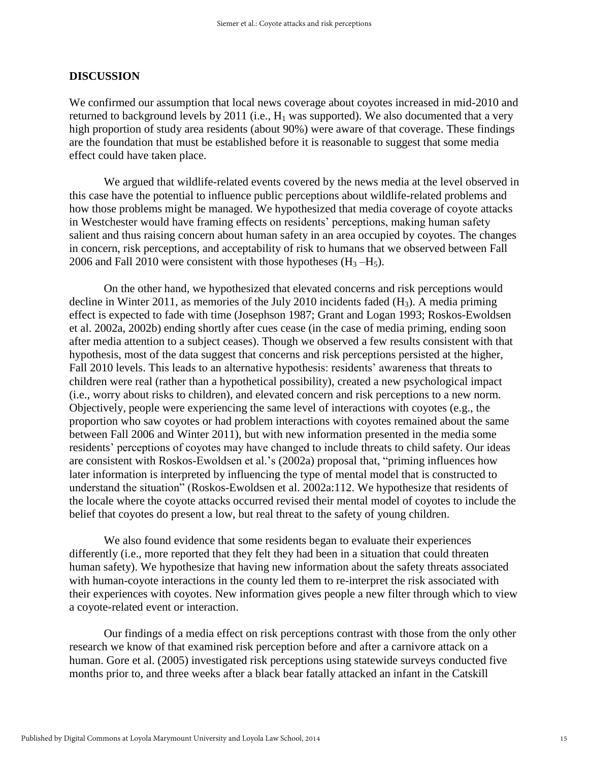## DISCUSSION

We confirmed our assumption that local news coverage about coyotes increased in mid-2010 and returned to background levels by 2011 (i.e., $H_1$ was supported). We also documented that a very high proportion of study area residents (about 90%) were aware of that coverage. These findings are the foundation that must be established before it is reasonable to suggest that some media effect could have taken place.

We argued that wildlife-related events covered by the news media at the level observed in this case have the potential to influence public perceptions about wildlife-related problems and how those problems might be managed. We hypothesized that media coverage of coyote attacks in Westchester would have framing effects on residents' perceptions, making human safety salient and thus raising concern about human safety in an area occupied by coyotes. The changes in concern, risk perceptions, and acceptability of risk to humans that we observed between Fall 2006 and Fall 2010 were consistent with those hypotheses ($H_3$ –$H_5$).

On the other hand, we hypothesized that elevated concerns and risk perceptions would decline in Winter 2011, as memories of the July 2010 incidents faded ($H_3$). A media priming effect is expected to fade with time (Josephson 1987; Grant and Logan 1993; Roskos-Ewoldsen et al. 2002a, 2002b) ending shortly after cues cease (in the case of media priming, ending soon after media attention to a subject ceases). Though we observed a few results consistent with that hypothesis, most of the data suggest that concerns and risk perceptions persisted at the higher, Fall 2010 levels. This leads to an alternative hypothesis: residents' awareness that threats to children were real (rather than a hypothetical possibility), created a new psychological impact (i.e., worry about risks to children), and elevated concern and risk perceptions to a new norm. Objectively, people were experiencing the same level of interactions with coyotes (e.g., the proportion who saw coyotes or had problem interactions with coyotes remained about the same between Fall 2006 and Winter 2011), but with new information presented in the media some residents' perceptions of coyotes may have changed to include threats to child safety. Our ideas are consistent with Roskos-Ewoldsen et al.'s (2002a) proposal that, "priming influences how later information is interpreted by influencing the type of mental model that is constructed to understand the situation" (Roskos-Ewoldsen et al. 2002a:112. We hypothesize that residents of the locale where the coyote attacks occurred revised their mental model of coyotes to include the belief that coyotes do present a low, but real threat to the safety of young children.

We also found evidence that some residents began to evaluate their experiences differently (i.e., more reported that they felt they had been in a situation that could threaten human safety). We hypothesize that having new information about the safety threats associated with human-coyote interactions in the county led them to re-interpret the risk associated with their experiences with coyotes. New information gives people a new filter through which to view a coyote-related event or interaction.

Our findings of a media effect on risk perceptions contrast with those from the only other research we know of that examined risk perception before and after a carnivore attack on a human. Gore et al. (2005) investigated risk perceptions using statewide surveys conducted five months prior to, and three weeks after a black bear fatally attacked an infant in the Catskill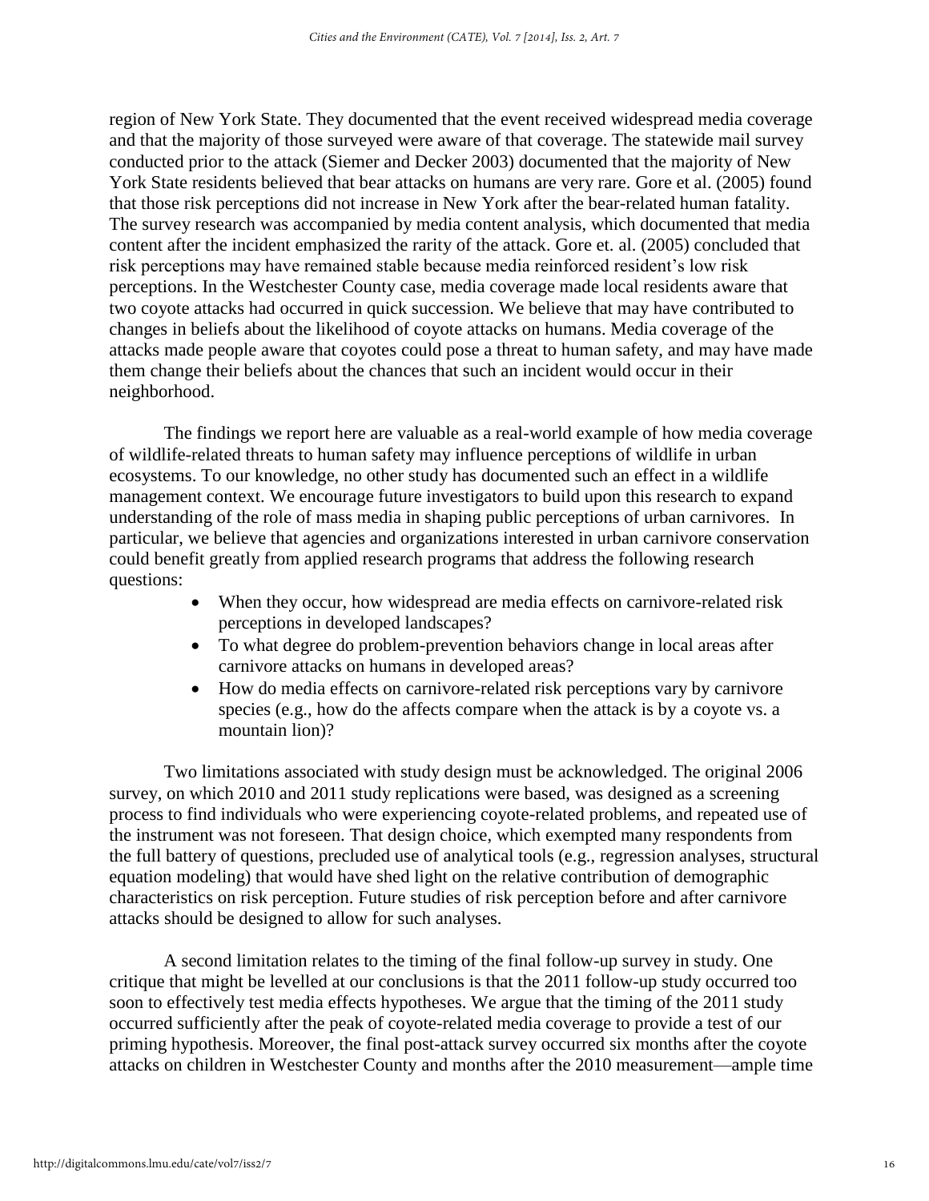region of New York State. They documented that the event received widespread media coverage and that the majority of those surveyed were aware of that coverage. The statewide mail survey conducted prior to the attack (Siemer and Decker 2003) documented that the majority of New York State residents believed that bear attacks on humans are very rare. Gore et al. (2005) found that those risk perceptions did not increase in New York after the bear-related human fatality. The survey research was accompanied by media content analysis, which documented that media content after the incident emphasized the rarity of the attack. Gore et. al. (2005) concluded that risk perceptions may have remained stable because media reinforced resident's low risk perceptions. In the Westchester County case, media coverage made local residents aware that two coyote attacks had occurred in quick succession. We believe that may have contributed to changes in beliefs about the likelihood of coyote attacks on humans. Media coverage of the attacks made people aware that coyotes could pose a threat to human safety, and may have made them change their beliefs about the chances that such an incident would occur in their neighborhood.

The findings we report here are valuable as a real-world example of how media coverage of wildlife-related threats to human safety may influence perceptions of wildlife in urban ecosystems. To our knowledge, no other study has documented such an effect in a wildlife management context. We encourage future investigators to build upon this research to expand understanding of the role of mass media in shaping public perceptions of urban carnivores. In particular, we believe that agencies and organizations interested in urban carnivore conservation could benefit greatly from applied research programs that address the following research questions:

- When they occur, how widespread are media effects on carnivore-related risk perceptions in developed landscapes?
- To what degree do problem-prevention behaviors change in local areas after carnivore attacks on humans in developed areas?
- How do media effects on carnivore-related risk perceptions vary by carnivore species (e.g., how do the affects compare when the attack is by a coyote vs. a mountain lion)?

Two limitations associated with study design must be acknowledged. The original 2006 survey, on which 2010 and 2011 study replications were based, was designed as a screening process to find individuals who were experiencing coyote-related problems, and repeated use of the instrument was not foreseen. That design choice, which exempted many respondents from the full battery of questions, precluded use of analytical tools (e.g., regression analyses, structural equation modeling) that would have shed light on the relative contribution of demographic characteristics on risk perception. Future studies of risk perception before and after carnivore attacks should be designed to allow for such analyses.

A second limitation relates to the timing of the final follow-up survey in study. One critique that might be levelled at our conclusions is that the 2011 follow-up study occurred too soon to effectively test media effects hypotheses. We argue that the timing of the 2011 study occurred sufficiently after the peak of coyote-related media coverage to provide a test of our priming hypothesis. Moreover, the final post-attack survey occurred six months after the coyote attacks on children in Westchester County and months after the 2010 measurement—ample time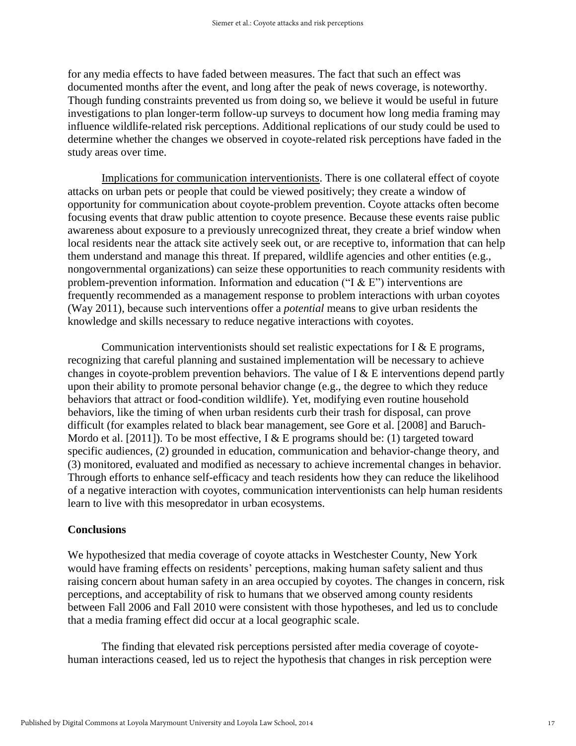for any media effects to have faded between measures. The fact that such an effect was documented months after the event, and long after the peak of news coverage, is noteworthy. Though funding constraints prevented us from doing so, we believe it would be useful in future investigations to plan longer-term follow-up surveys to document how long media framing may influence wildlife-related risk perceptions. Additional replications of our study could be used to determine whether the changes we observed in coyote-related risk perceptions have faded in the study areas over time.

Implications for communication interventionists. There is one collateral effect of coyote attacks on urban pets or people that could be viewed positively; they create a window of opportunity for communication about coyote-problem prevention. Coyote attacks often become focusing events that draw public attention to coyote presence. Because these events raise public awareness about exposure to a previously unrecognized threat, they create a brief window when local residents near the attack site actively seek out, or are receptive to, information that can help them understand and manage this threat. If prepared, wildlife agencies and other entities (e.g., nongovernmental organizations) can seize these opportunities to reach community residents with problem-prevention information. Information and education ("I & E") interventions are frequently recommended as a management response to problem interactions with urban coyotes (Way 2011), because such interventions offer a *potential* means to give urban residents the knowledge and skills necessary to reduce negative interactions with coyotes.

Communication interventionists should set realistic expectations for I & E programs, recognizing that careful planning and sustained implementation will be necessary to achieve changes in coyote-problem prevention behaviors. The value of I & E interventions depend partly upon their ability to promote personal behavior change (e.g., the degree to which they reduce behaviors that attract or food-condition wildlife). Yet, modifying even routine household behaviors, like the timing of when urban residents curb their trash for disposal, can prove difficult (for examples related to black bear management, see Gore et al. [2008] and Baruch-Mordo et al. [2011]). To be most effective, I & E programs should be: (1) targeted toward specific audiences, (2) grounded in education, communication and behavior-change theory, and (3) monitored, evaluated and modified as necessary to achieve incremental changes in behavior. Through efforts to enhance self-efficacy and teach residents how they can reduce the likelihood of a negative interaction with coyotes, communication interventionists can help human residents learn to live with this mesopredator in urban ecosystems.

## Conclusions

We hypothesized that media coverage of coyote attacks in Westchester County, New York would have framing effects on residents' perceptions, making human safety salient and thus raising concern about human safety in an area occupied by coyotes. The changes in concern, risk perceptions, and acceptability of risk to humans that we observed among county residents between Fall 2006 and Fall 2010 were consistent with those hypotheses, and led us to conclude that a media framing effect did occur at a local geographic scale.

The finding that elevated risk perceptions persisted after media coverage of coyote-human interactions ceased, led us to reject the hypothesis that changes in risk perception were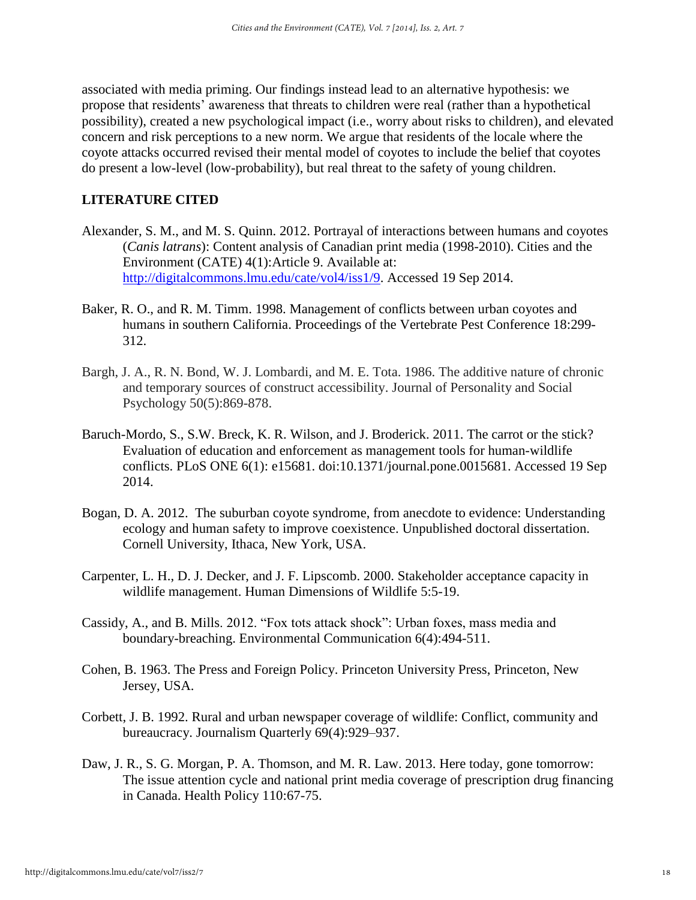associated with media priming. Our findings instead lead to an alternative hypothesis: we propose that residents' awareness that threats to children were real (rather than a hypothetical possibility), created a new psychological impact (i.e., worry about risks to children), and elevated concern and risk perceptions to a new norm. We argue that residents of the locale where the coyote attacks occurred revised their mental model of coyotes to include the belief that coyotes do present a low-level (low-probability), but real threat to the safety of young children.

## LITERATURE CITED

Alexander, S. M., and M. S. Quinn. 2012. Portrayal of interactions between humans and coyotes (*Canis latrans*): Content analysis of Canadian print media (1998-2010). Cities and the Environment (CATE) 4(1):Article 9. Available at: http://digitalcommons.lmu.edu/cate/vol4/iss1/9. Accessed 19 Sep 2014.

Baker, R. O., and R. M. Timm. 1998. Management of conflicts between urban coyotes and humans in southern California. Proceedings of the Vertebrate Pest Conference 18:299-312.

Bargh, J. A., R. N. Bond, W. J. Lombardi, and M. E. Tota. 1986. The additive nature of chronic and temporary sources of construct accessibility. Journal of Personality and Social Psychology 50(5):869-878.

Baruch-Mordo, S., S.W. Breck, K. R. Wilson, and J. Broderick. 2011. The carrot or the stick? Evaluation of education and enforcement as management tools for human-wildlife conflicts. PLoS ONE 6(1): e15681. doi:10.1371/journal.pone.0015681. Accessed 19 Sep 2014.

Bogan, D. A. 2012. The suburban coyote syndrome, from anecdote to evidence: Understanding ecology and human safety to improve coexistence. Unpublished doctoral dissertation. Cornell University, Ithaca, New York, USA.

Carpenter, L. H., D. J. Decker, and J. F. Lipscomb. 2000. Stakeholder acceptance capacity in wildlife management. Human Dimensions of Wildlife 5:5-19.

Cassidy, A., and B. Mills. 2012. "Fox tots attack shock": Urban foxes, mass media and boundary-breaching. Environmental Communication 6(4):494-511.

Cohen, B. 1963. The Press and Foreign Policy. Princeton University Press, Princeton, New Jersey, USA.

Corbett, J. B. 1992. Rural and urban newspaper coverage of wildlife: Conflict, community and bureaucracy. Journalism Quarterly 69(4):929–937.

Daw, J. R., S. G. Morgan, P. A. Thomson, and M. R. Law. 2013. Here today, gone tomorrow: The issue attention cycle and national print media coverage of prescription drug financing in Canada. Health Policy 110:67-75.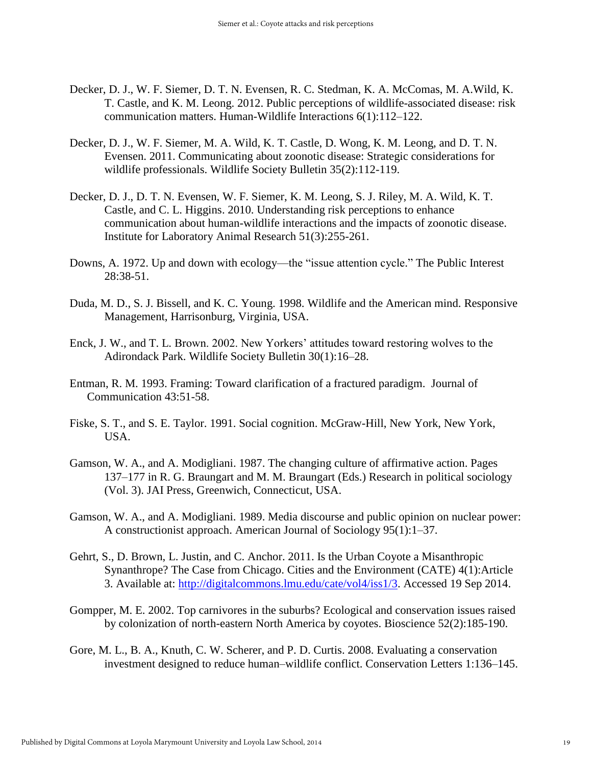Decker, D. J., W. F. Siemer, D. T. N. Evensen, R. C. Stedman, K. A. McComas, M. A.Wild, K. T. Castle, and K. M. Leong. 2012. Public perceptions of wildlife-associated disease: risk communication matters. Human-Wildlife Interactions 6(1):112–122.

Decker, D. J., W. F. Siemer, M. A. Wild, K. T. Castle, D. Wong, K. M. Leong, and D. T. N. Evensen. 2011. Communicating about zoonotic disease: Strategic considerations for wildlife professionals. Wildlife Society Bulletin 35(2):112-119.

Decker, D. J., D. T. N. Evensen, W. F. Siemer, K. M. Leong, S. J. Riley, M. A. Wild, K. T. Castle, and C. L. Higgins. 2010. Understanding risk perceptions to enhance communication about human-wildlife interactions and the impacts of zoonotic disease. Institute for Laboratory Animal Research 51(3):255-261.

Downs, A. 1972. Up and down with ecology—the "issue attention cycle." The Public Interest 28:38-51.

Duda, M. D., S. J. Bissell, and K. C. Young. 1998. Wildlife and the American mind. Responsive Management, Harrisonburg, Virginia, USA.

Enck, J. W., and T. L. Brown. 2002. New Yorkers' attitudes toward restoring wolves to the Adirondack Park. Wildlife Society Bulletin 30(1):16–28.

Entman, R. M. 1993. Framing: Toward clarification of a fractured paradigm. Journal of Communication 43:51-58.

Fiske, S. T., and S. E. Taylor. 1991. Social cognition. McGraw-Hill, New York, New York, USA.

Gamson, W. A., and A. Modigliani. 1987. The changing culture of affirmative action. Pages 137–177 in R. G. Braungart and M. M. Braungart (Eds.) Research in political sociology (Vol. 3). JAI Press, Greenwich, Connecticut, USA.

Gamson, W. A., and A. Modigliani. 1989. Media discourse and public opinion on nuclear power: A constructionist approach. American Journal of Sociology 95(1):1–37.

Gehrt, S., D. Brown, L. Justin, and C. Anchor. 2011. Is the Urban Coyote a Misanthropic Synanthrope? The Case from Chicago. Cities and the Environment (CATE) 4(1):Article 3. Available at: http://digitalcommons.lmu.edu/cate/vol4/iss1/3. Accessed 19 Sep 2014.

Gompper, M. E. 2002. Top carnivores in the suburbs? Ecological and conservation issues raised by colonization of north-eastern North America by coyotes. Bioscience 52(2):185-190.

Gore, M. L., B. A., Knuth, C. W. Scherer, and P. D. Curtis. 2008. Evaluating a conservation investment designed to reduce human–wildlife conflict. Conservation Letters 1:136–145.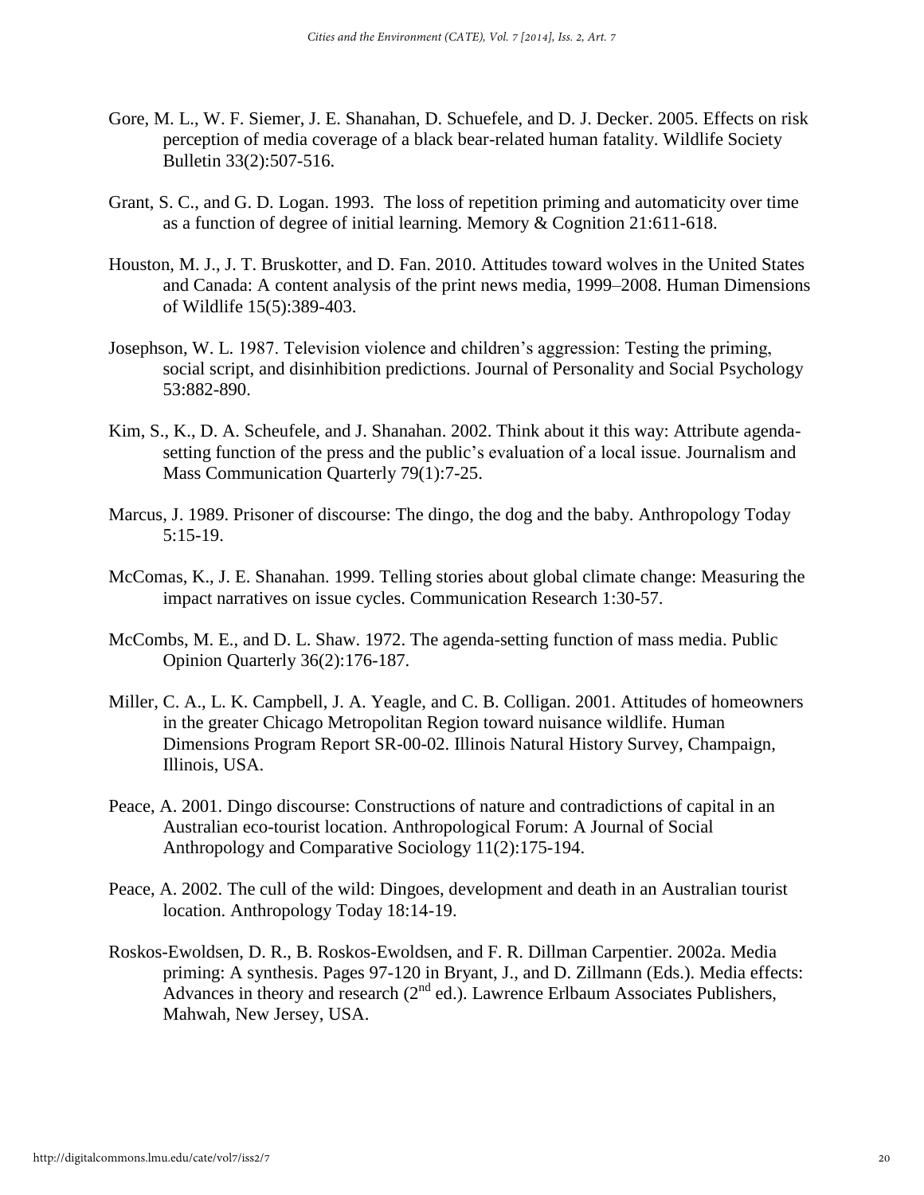Gore, M. L., W. F. Siemer, J. E. Shanahan, D. Schuefele, and D. J. Decker. 2005. Effects on risk perception of media coverage of a black bear-related human fatality. Wildlife Society Bulletin 33(2):507-516.

Grant, S. C., and G. D. Logan. 1993. The loss of repetition priming and automaticity over time as a function of degree of initial learning. Memory & Cognition 21:611-618.

Houston, M. J., J. T. Bruskotter, and D. Fan. 2010. Attitudes toward wolves in the United States and Canada: A content analysis of the print news media, 1999–2008. Human Dimensions of Wildlife 15(5):389-403.

Josephson, W. L. 1987. Television violence and children's aggression: Testing the priming, social script, and disinhibition predictions. Journal of Personality and Social Psychology 53:882-890.

Kim, S., K., D. A. Scheufele, and J. Shanahan. 2002. Think about it this way: Attribute agenda-setting function of the press and the public's evaluation of a local issue. Journalism and Mass Communication Quarterly 79(1):7-25.

Marcus, J. 1989. Prisoner of discourse: The dingo, the dog and the baby. Anthropology Today 5:15-19.

McComas, K., J. E. Shanahan. 1999. Telling stories about global climate change: Measuring the impact narratives on issue cycles. Communication Research 1:30-57.

McCombs, M. E., and D. L. Shaw. 1972. The agenda-setting function of mass media. Public Opinion Quarterly 36(2):176-187.

Miller, C. A., L. K. Campbell, J. A. Yeagle, and C. B. Colligan. 2001. Attitudes of homeowners in the greater Chicago Metropolitan Region toward nuisance wildlife. Human Dimensions Program Report SR-00-02. Illinois Natural History Survey, Champaign, Illinois, USA.

Peace, A. 2001. Dingo discourse: Constructions of nature and contradictions of capital in an Australian eco-tourist location. Anthropological Forum: A Journal of Social Anthropology and Comparative Sociology 11(2):175-194.

Peace, A. 2002. The cull of the wild: Dingoes, development and death in an Australian tourist location. Anthropology Today 18:14-19.

Roskos-Ewoldsen, D. R., B. Roskos-Ewoldsen, and F. R. Dillman Carpentier. 2002a. Media priming: A synthesis. Pages 97-120 in Bryant, J., and D. Zillmann (Eds.). Media effects: Advances in theory and research (2nd ed.). Lawrence Erlbaum Associates Publishers, Mahwah, New Jersey, USA.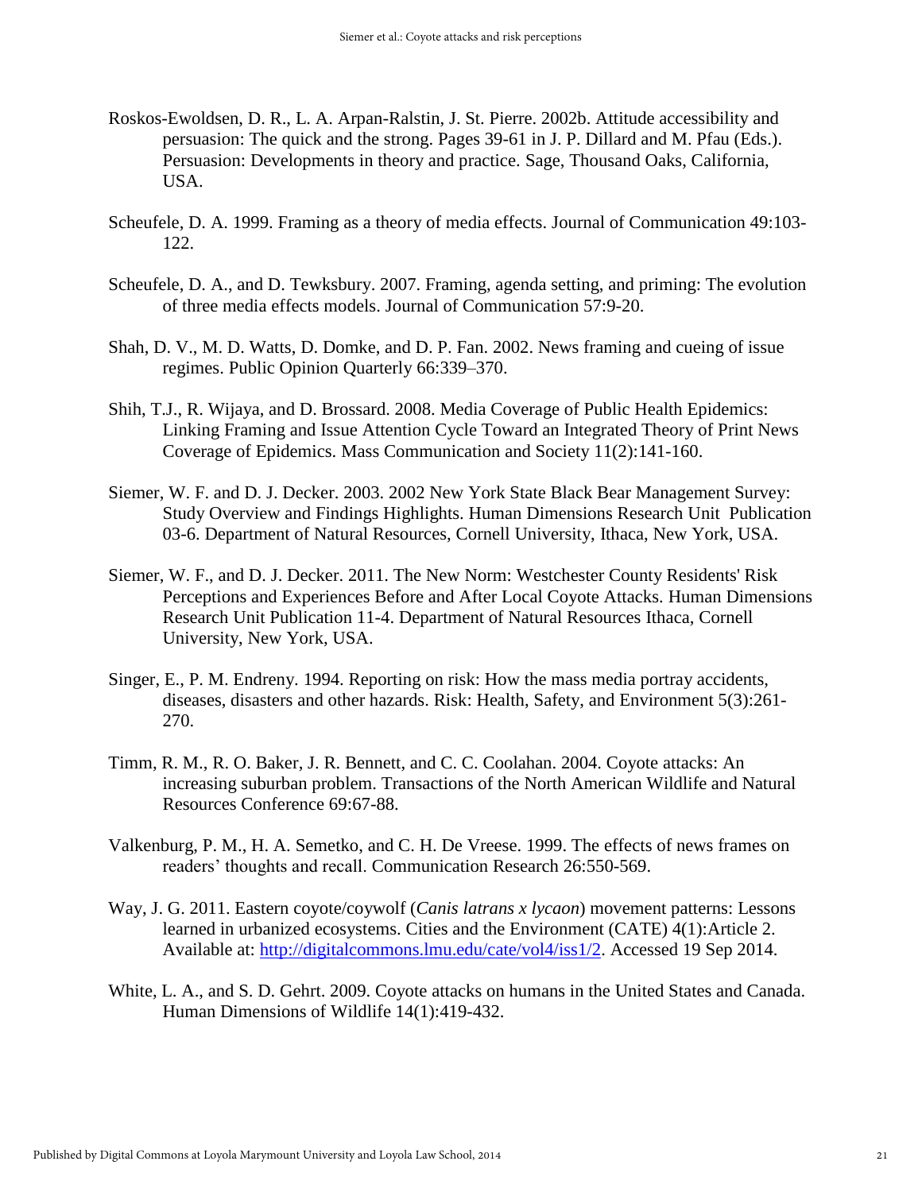Roskos-Ewoldsen, D. R., L. A. Arpan-Ralstin, J. St. Pierre. 2002b. Attitude accessibility and persuasion: The quick and the strong. Pages 39-61 in J. P. Dillard and M. Pfau (Eds.). Persuasion: Developments in theory and practice. Sage, Thousand Oaks, California, USA.

Scheufele, D. A. 1999. Framing as a theory of media effects. Journal of Communication 49:103-122.

Scheufele, D. A., and D. Tewksbury. 2007. Framing, agenda setting, and priming: The evolution of three media effects models. Journal of Communication 57:9-20.

Shah, D. V., M. D. Watts, D. Domke, and D. P. Fan. 2002. News framing and cueing of issue regimes. Public Opinion Quarterly 66:339–370.

Shih, T.J., R. Wijaya, and D. Brossard. 2008. Media Coverage of Public Health Epidemics: Linking Framing and Issue Attention Cycle Toward an Integrated Theory of Print News Coverage of Epidemics. Mass Communication and Society 11(2):141-160.

Siemer, W. F. and D. J. Decker. 2003. 2002 New York State Black Bear Management Survey: Study Overview and Findings Highlights. Human Dimensions Research Unit Publication 03-6. Department of Natural Resources, Cornell University, Ithaca, New York, USA.

Siemer, W. F., and D. J. Decker. 2011. The New Norm: Westchester County Residents' Risk Perceptions and Experiences Before and After Local Coyote Attacks. Human Dimensions Research Unit Publication 11-4. Department of Natural Resources Ithaca, Cornell University, New York, USA.

Singer, E., P. M. Endreny. 1994. Reporting on risk: How the mass media portray accidents, diseases, disasters and other hazards. Risk: Health, Safety, and Environment 5(3):261-270.

Timm, R. M., R. O. Baker, J. R. Bennett, and C. C. Coolahan. 2004. Coyote attacks: An increasing suburban problem. Transactions of the North American Wildlife and Natural Resources Conference 69:67-88.

Valkenburg, P. M., H. A. Semetko, and C. H. De Vreese. 1999. The effects of news frames on readers' thoughts and recall. Communication Research 26:550-569.

Way, J. G. 2011. Eastern coyote/coywolf (*Canis latrans x lycaon*) movement patterns: Lessons learned in urbanized ecosystems. Cities and the Environment (CATE) 4(1):Article 2. Available at: http://digitalcommons.lmu.edu/cate/vol4/iss1/2. Accessed 19 Sep 2014.

White, L. A., and S. D. Gehrt. 2009. Coyote attacks on humans in the United States and Canada. Human Dimensions of Wildlife 14(1):419-432.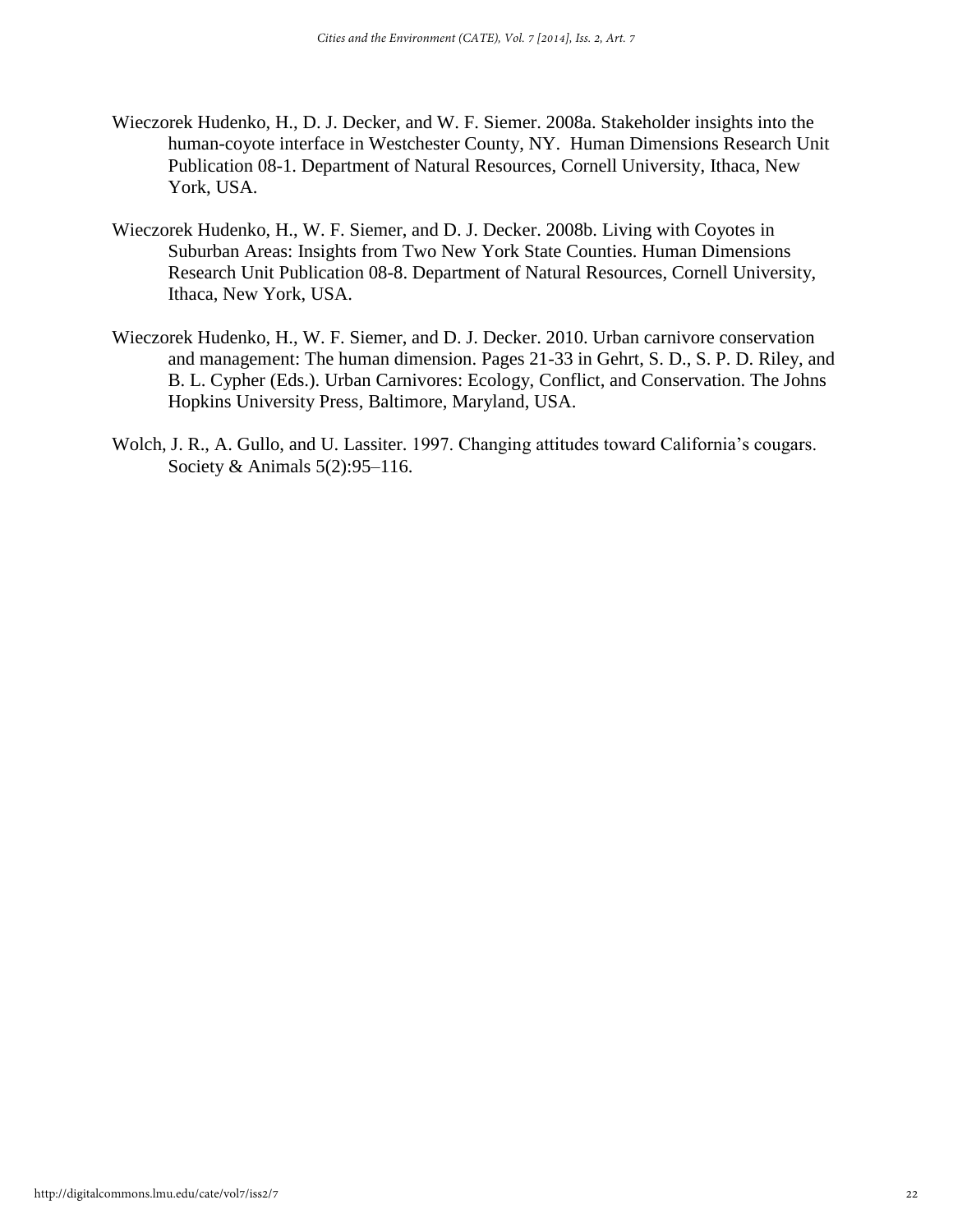Wieczorek Hudenko, H., D. J. Decker, and W. F. Siemer. 2008a. Stakeholder insights into the human-coyote interface in Westchester County, NY. Human Dimensions Research Unit Publication 08-1. Department of Natural Resources, Cornell University, Ithaca, New York, USA.

Wieczorek Hudenko, H., W. F. Siemer, and D. J. Decker. 2008b. Living with Coyotes in Suburban Areas: Insights from Two New York State Counties. Human Dimensions Research Unit Publication 08-8. Department of Natural Resources, Cornell University, Ithaca, New York, USA.

Wieczorek Hudenko, H., W. F. Siemer, and D. J. Decker. 2010. Urban carnivore conservation and management: The human dimension. Pages 21-33 in Gehrt, S. D., S. P. D. Riley, and B. L. Cypher (Eds.). Urban Carnivores: Ecology, Conflict, and Conservation. The Johns Hopkins University Press, Baltimore, Maryland, USA.

Wolch, J. R., A. Gullo, and U. Lassiter. 1997. Changing attitudes toward California's cougars. Society & Animals 5(2):95–116.